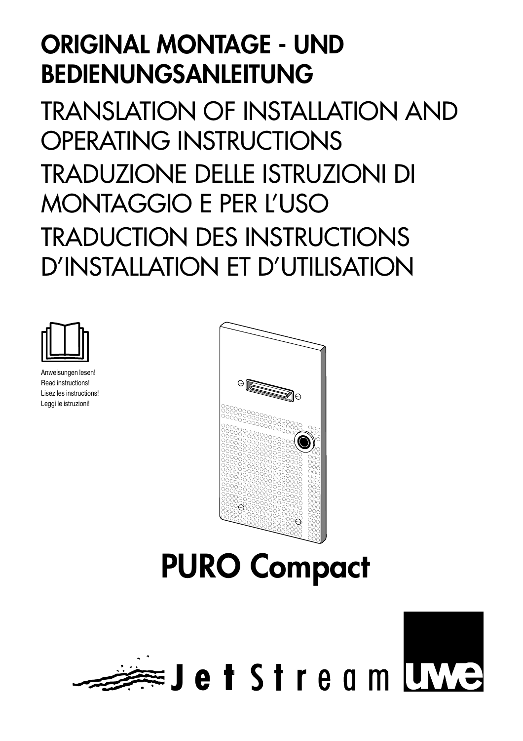# ORIGINAL MONTAGE - UND BEDIENUNGSANLEITUNG

# TRANSLATION OF INSTALLATION AND OPERATING INSTRUCTIONS

# TRADUZIONE DELLE ISTRUZIONI DI MONTAGGIO E PER L'USO

# TRADUCTION DES INSTRUCTIONS D'INSTALLATION ET D'UTILISATION

Anweisungen lesen!
Read instructions!
Lisez les instructions!
Leggi le istruzioni!

# PURO Compact

JetStream uwe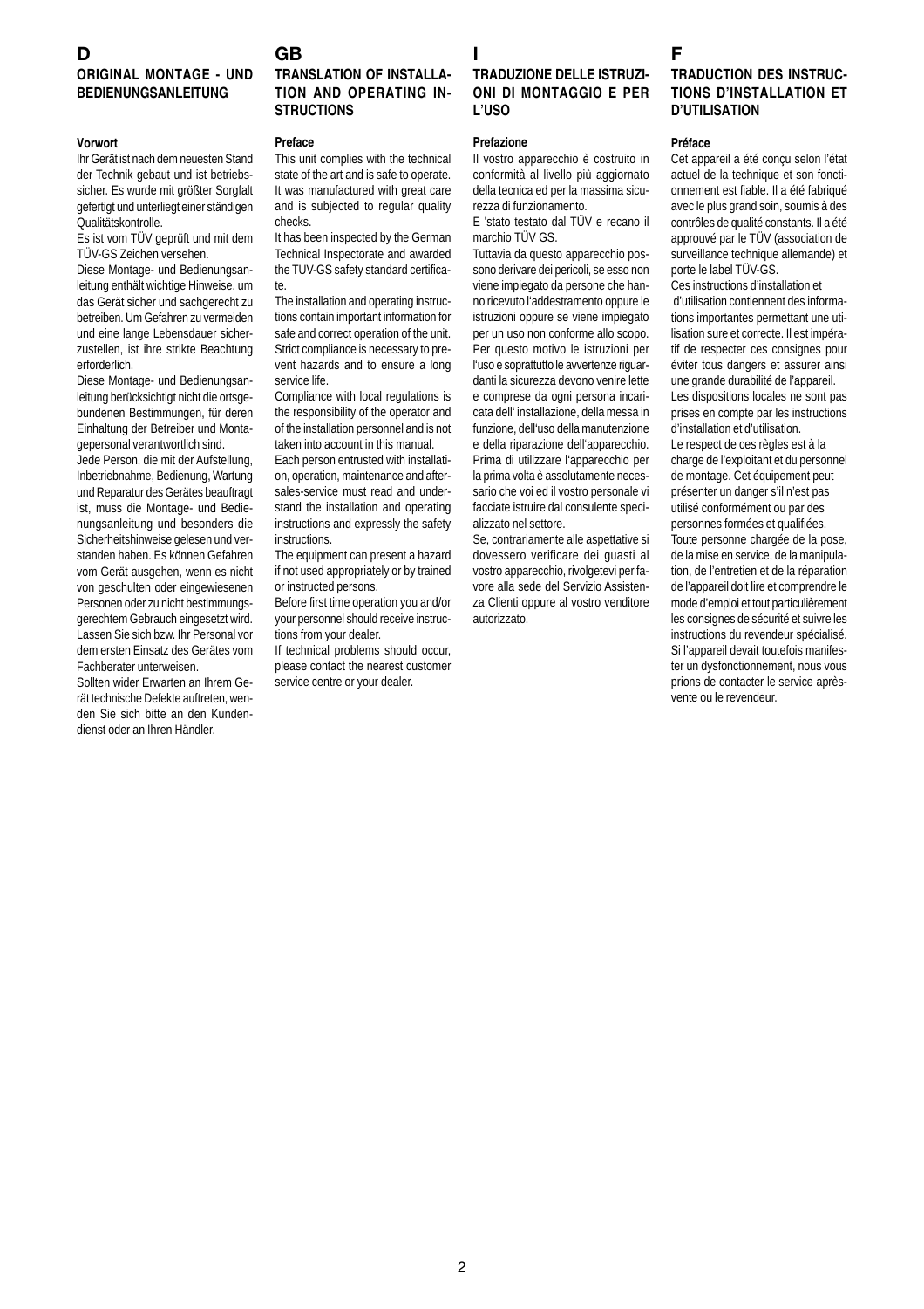# D

## ORIGINAL MONTAGE - UND BEDIENUNGSANLEITUNG

### Vorwort

Ihr Gerät ist nach dem neuesten Stand der Technik gebaut und ist betriebssicher. Es wurde mit größter Sorgfalt gefertigt und unterliegt einer ständigen Qualitätskontrolle.

Es ist vom TÜV geprüft und mit dem TÜV-GS Zeichen versehen.

Diese Montage- und Bedienungsanleitung enthält wichtige Hinweise, um das Gerät sicher und sachgerecht zu betreiben. Um Gefahren zu vermeiden und eine lange Lebensdauer sicherzustellen, ist ihre strikte Beachtung erforderlich.

Diese Montage- und Bedienungsanleitung berücksichtigt nicht die ortsgebundenen Bestimmungen, für deren Einhaltung der Betreiber und Montagepersonal verantwortlich sind.

Jede Person, die mit der Aufstellung, Inbetriebnahme, Bedienung, Wartung und Reparatur des Gerätes beauftragt ist, muss die Montage- und Bedienungsanleitung und besonders die Sicherheitshinweise gelesen und verstanden haben. Es können Gefahren vom Gerät ausgehen, wenn es nicht von geschulten oder eingewiesenen Personen oder zu nicht bestimmungsgerechtem Gebrauch eingesetzt wird. Lassen Sie sich bzw. Ihr Personal vor dem ersten Einsatz des Gerätes vom Fachberater unterweisen.

Sollten wider Erwarten an Ihrem Gerät technische Defekte auftreten, wenden Sie sich bitte an den Kundendienst oder an Ihren Händler.

# GB

## TRANSLATION OF INSTALLATION AND OPERATING INSTRUCTIONS

### Preface

This unit complies with the technical state of the art and is safe to operate. It was manufactured with great care and is subjected to regular quality checks.

It has been inspected by the German Technical Inspectorate and awarded the TUV-GS safety standard certificate.

The installation and operating instructions contain important information for safe and correct operation of the unit. Strict compliance is necessary to prevent hazards and to ensure a long service life.

Compliance with local regulations is the responsibility of the operator and of the installation personnel and is not taken into account in this manual.

Each person entrusted with installation, operation, maintenance and after-sales-service must read and understand the installation and operating instructions and expressly the safety instructions.

The equipment can present a hazard if not used appropriately or by trained or instructed persons.

Before first time operation you and/or your personnel should receive instructions from your dealer.

If technical problems should occur, please contact the nearest customer service centre or your dealer.

# I

## TRADUZIONE DELLE ISTRUZIONI DI MONTAGGIO E PER L'USO

### Prefazione

Il vostro apparecchio è costruito in conformità al livello più aggiornato della tecnica ed per la massima sicurezza di funzionamento.

E 'stato testato dal TÜV e recano il marchio TÜV GS.

Tuttavia da questo apparecchio possono derivare dei pericoli, se esso non viene impiegato da persone che hanno ricevuto l'addestramento oppure le istruzioni oppure se viene impiegato per un uso non conforme allo scopo. Per questo motivo le istruzioni per l'uso e soprattutto le avvertenze riguardanti la sicurezza devono venire lette e comprese da ogni persona incaricata dell' installazione, della messa in funzione, dell'uso della manutenzione e della riparazione dell'apparecchio. Prima di utilizzare l'apparecchio per la prima volta è assolutamente necessario che voi ed il vostro personale vi facciate istruire dal consulente specializzato nel settore.

Se, contrariamente alle aspettative si dovessero verificare dei guasti al vostro apparecchio, rivolgetevi per favore alla sede del Servizio Assistenza Clienti oppure al vostro venditore autorizzato.

# F

## TRADUCTION DES INSTRUCTIONS D'INSTALLATION ET D'UTILISATION

### Préface

Cet appareil a été conçu selon l'état actuel de la technique et son fonctionnement est fiable. Il a été fabriqué avec le plus grand soin, soumis à des contrôles de qualité constants. Il a été approuvé par le TÜV (association de surveillance technique allemande) et porte le label TÜV-GS.

Ces instructions d'installation et d'utilisation contiennent des informations importantes permettant une utilisation sure et correcte. Il est impératif de respecter ces consignes pour éviter tous dangers et assurer ainsi une grande durabilité de l'appareil.

Les dispositions locales ne sont pas prises en compte par les instructions d'installation et d'utilisation.

Le respect de ces règles est à la charge de l'exploitant et du personnel de montage. Cet équipement peut présenter un danger s'il n'est pas utilisé conformément ou par des personnes formées et qualifiées.

Toute personne chargée de la pose, de la mise en service, de la manipulation, de l'entretien et de la réparation de l'appareil doit lire et comprendre le mode d'emploi et tout particulièrement les consignes de sécurité et suivre les instructions du revendeur spécialisé.

Si l'appareil devait toutefois manifester un dysfonctionnement, nous vous prions de contacter le service aprèsvente ou le revendeur.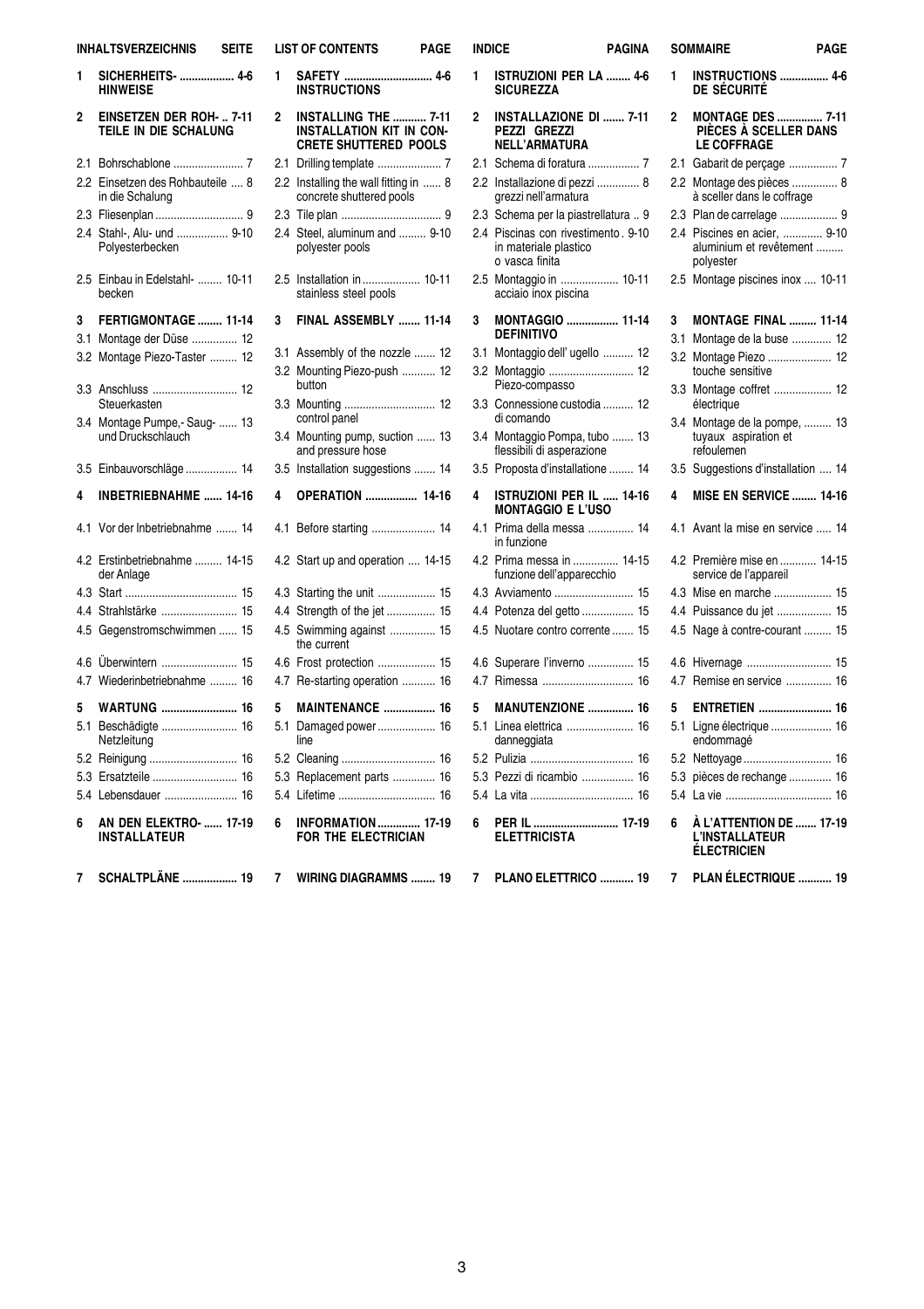**INHALTSVERZEICHNIS — SEITE**

1 **SICHERHEITS-HINWEISE** ................. 4-6

2 **EINSETZEN DER ROH-TEILE IN DIE SCHALUNG** .. 7-11

2.1 Bohrschablone ....................... 7
2.2 Einsetzen des Rohbauteile in die Schalung .... 8
2.3 Fliesenplan ............................. 9
2.4 Stahl-, Alu- und Polyesterbecken ................ 9-10
2.5 Einbau in Edelstahl-becken ........ 10-11

3 **FERTIGMONTAGE** ........ 11-14

3.1 Montage der Düse ............... 12
3.2 Montage Piezo-Taster ......... 12
3.3 Anschluss Steuerkasten ........................... 12
3.4 Montage Pumpe,- Saug- und Druckschlauch ...... 13
3.5 Einbauvorschläge ................. 14

4 **INBETRIEBNAHME** ...... 14-16

4.1 Vor der Inbetriebnahme ....... 14
4.2 Erstinbetriebnahme der Anlage ......... 14-15
4.3 Start ..................................... 15
4.4 Strahlstärke ......................... 15
4.5 Gegenstromschwimmen ...... 15
4.6 Überwintern ......................... 15
4.7 Wiederinbetriebnahme ......... 16

5 **WARTUNG** ........................ 16

5.1 Beschädigte Netzleitung ......................... 16
5.2 Reinigung ............................ 16
5.3 Ersatzteile ............................ 16
5.4 Lebensdauer ........................ 16

6 **AN DEN ELEKTRO-INSTALLATEUR** ...... 17-19

7 **SCHALTPLÄNE** ................. 19

**LIST OF CONTENTS — PAGE**

1 **SAFETY INSTRUCTIONS** ............................ 4-6

2 **INSTALLING THE INSTALLATION KIT IN CONCRETE SHUTTERED POOLS** ........... 7-11

2.1 Drilling template ..................... 7
2.2 Installing the wall fitting in concrete shuttered pools ...... 8
2.3 Tile plan ................................. 9
2.4 Steel, aluminum and polyester pools ......... 9-10
2.5 Installation in stainless steel pools ................... 10-11

3 **FINAL ASSEMBLY** ....... 11-14

3.1 Assembly of the nozzle ....... 12
3.2 Mounting Piezo-push button ........... 12
3.3 Mounting control panel ............................. 12
3.4 Mounting pump, suction and pressure hose ...... 13
3.5 Installation suggestions ....... 14

4 **OPERATION** ................ 14-16

4.1 Before starting ..................... 14
4.2 Start up and operation .... 14-15
4.3 Starting the unit ................... 15
4.4 Strength of the jet ................ 15
4.5 Swimming against the current ............... 15
4.6 Frost protection ................... 15
4.7 Re-starting operation ........... 16

5 **MAINTENANCE** ................ 16

5.1 Damaged power line ................... 16
5.2 Cleaning .............................. 16
5.3 Replacement parts .............. 16
5.4 Lifetime ................................ 16

6 **INFORMATION FOR THE ELECTRICIAN** .............. 17-19

7 **WIRING DIAGRAMMS** ........ 19

**INDICE — PAGINA**

1 **ISTRUZIONI PER LA SICUREZZA** ........ 4-6

2 **INSTALLAZIONE DI PEZZI GREZZI NELL'ARMATURA** ....... 7-11

2.1 Schema di foratura ................. 7
2.2 Installazione di pezzi grezzi nell'armatura .............. 8
2.3 Schema per la piastrellatura .. 9
2.4 Piscinas con rivestimento in materiale plastico o vasca finita . 9-10
2.5 Montaggio in acciaio inox piscina ................... 10-11

3 **MONTAGGIO DEFINITIVO** ................ 11-14

3.1 Montaggio dell' ugello .......... 12
3.2 Montaggio Piezo-compasso ............................ 12
3.3 Connessione custodia di comando .......... 12
3.4 Montaggio Pompa, tubo flessibili di asperazione ....... 13
3.5 Proposta d'installazione ........ 14

4 **ISTRUZIONI PER IL MONTAGGIO E L'USO** ..... 14-16

4.1 Prima della messa in funzione ............... 14
4.2 Prima messa in funzione dell'apparecchio ............... 14-15
4.3 Avviamento .......................... 15
4.4 Potenza del getto ................. 15
4.5 Nuotare contro corrente ....... 15
4.6 Superare l'inverno ............... 15
4.7 Rimessa .............................. 16

5 **MANUTENZIONE** ............... 16

5.1 Linea elettrica danneggiata ...................... 16
5.2 Pulizia .................................. 16
5.3 Pezzi di ricambio ................. 16
5.4 La vita ................................. 16

6 **PER IL ELETTRICISTA** ........................... 17-19

7 **PLANO ELETTRICO** ........... 19

**SOMMAIRE — PAGE**

1 **INSTRUCTIONS DE SÉCURITÉ** ................ 4-6

2 **MONTAGE DES PIÈCES À SCELLER DANS LE COFFRAGE** ............... 7-11

2.1 Gabarit de perçage ................ 7
2.2 Montage des pièces à sceller dans le coffrage ............... 8
2.3 Plan de carrelage ................... 9
2.4 Piscines en acier, aluminium et revêtement polyester ............. 9-10
2.5 Montage piscines inox .... 10-11

3 **MONTAGE FINAL** ......... 11-14

3.1 Montage de la buse ............. 12
3.2 Montage Piezo touche sensitive ..................... 12
3.3 Montage coffret électrique ................... 12
3.4 Montage de la pompe, tuyaux aspiration et refoulemen ......... 13
3.5 Suggestions d'installation .... 14

4 **MISE EN SERVICE** ........ 14-16

4.1 Avant la mise en service ..... 14
4.2 Première mise en service de l'appareil ............ 14-15
4.3 Mise en marche ................... 15
4.4 Puissance du jet .................. 15
4.5 Nage à contre-courant ......... 15
4.6 Hivernage ............................ 15
4.7 Remise en service ............... 16

5 **ENTRETIEN** ........................ 16

5.1 Ligne électrique endommagé .................... 16
5.2 Nettoyage ............................. 16
5.3 pièces de rechange .............. 16
5.4 La vie ................................... 16

6 **À L'ATTENTION DE L'INSTALLATEUR ÉLECTRICIEN** ....... 17-19

7 **PLAN ÉLECTRIQUE** ........... 19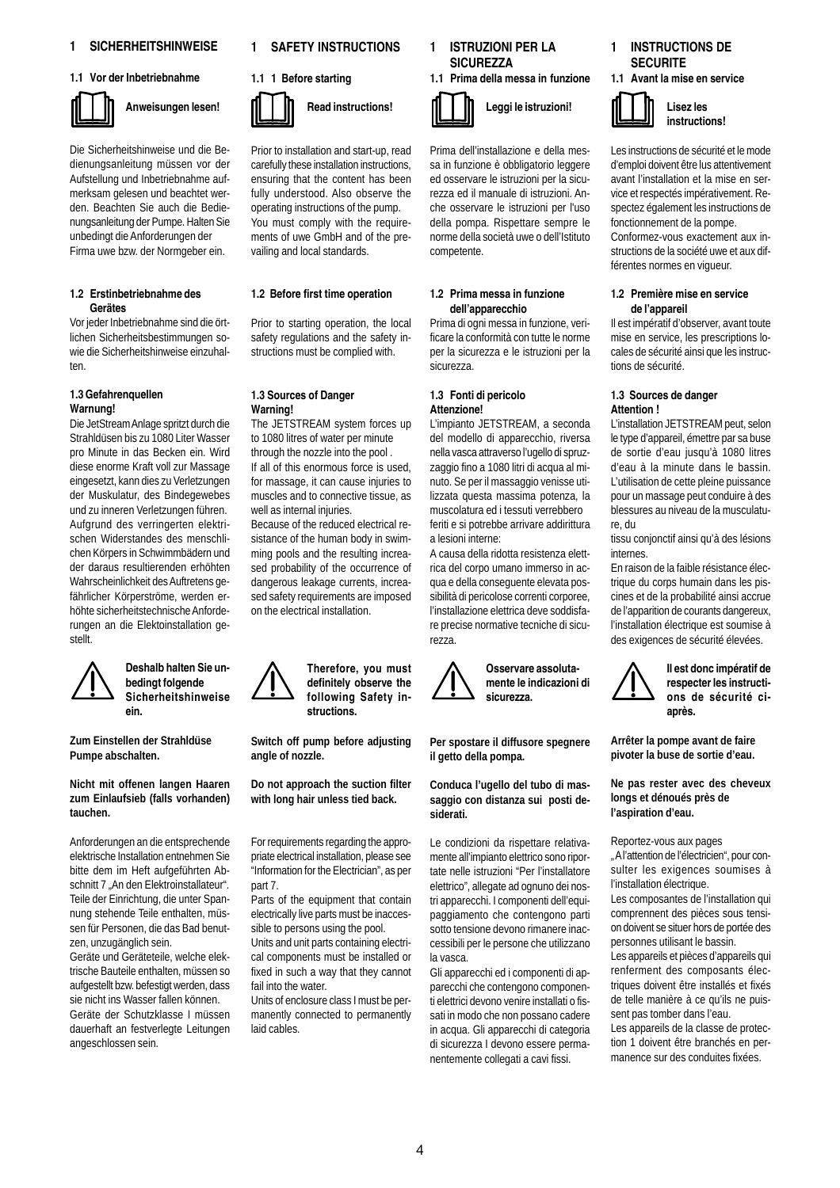# 1 SICHERHEITSHINWEISE

## 1.1 Vor der Inbetriebnahme

**Anweisungen lesen!**

Die Sicherheitshinweise und die Bedienungsanleitung müssen vor der Aufstellung und Inbetriebnahme aufmerksam gelesen und beachtet werden. Beachten Sie auch die Bedienungsanleitung der Pumpe. Halten Sie unbedingt die Anforderungen der Firma uwe bzw. der Normgeber ein.

## 1.2 Erstinbetriebnahme des Gerätes

Vor jeder Inbetriebnahme sind die örtlichen Sicherheitsbestimmungen sowie die Sicherheitshinweise einzuhalten.

## 1.3 Gefahrenquellen

**Warnung!**

Die JetStream Anlage spritzt durch die Strahldüsen bis zu 1080 Liter Wasser pro Minute in das Becken ein. Wird diese enorme Kraft voll zur Massage eingesetzt, kann dies zu Verletzungen der Muskulatur, des Bindegewebes und zu inneren Verletzungen führen.

Aufgrund des verringerten elektrischen Widerstandes des menschlichen Körpers in Schwimmbädern und der daraus resultierenden erhöhten Wahrscheinlichkeit des Auftretens gefährlicher Körperströme, werden erhöhte sicherheitstechnische Anforderungen an die Elektoinstallation gestellt.

**Deshalb halten Sie unbedingt folgende Sicherheitshinweise ein.**

**Zum Einstellen der Strahldüse Pumpe abschalten.**

**Nicht mit offenen langen Haaren zum Einlaufsieb (falls vorhanden) tauchen.**

Anforderungen an die entsprechende elektrische Installation entnehmen Sie bitte dem im Heft aufgeführten Abschnitt 7 „An den Elektroinstallateur". Teile der Einrichtung, die unter Spannung stehende Teile enthalten, müssen für Personen, die das Bad benutzen, unzugänglich sein.

Geräte und Geräteteile, welche elektrische Bauteile enthalten, müssen so aufgestellt bzw. befestigt werden, dass sie nicht ins Wasser fallen können.

Geräte der Schutzklasse I müssen dauerhaft an festverlegte Leitungen angeschlossen sein.

# 1 SAFETY INSTRUCTIONS

## 1.1 1 Before starting

**Read instructions!**

Prior to installation and start-up, read carefully these installation instructions, ensuring that the content has been fully understood. Also observe the operating instructions of the pump. You must comply with the requirements of uwe GmbH and of the prevailing and local standards.

## 1.2 Before first time operation

Prior to starting operation, the local safety regulations and the safety instructions must be complied with.

## 1.3 Sources of Danger

**Warning!**

The JETSTREAM system forces up to 1080 litres of water per minute through the nozzle into the pool .

If all of this enormous force is used, for massage, it can cause injuries to muscles and to connective tissue, as well as internal injuries.

Because of the reduced electrical resistance of the human body in swimming pools and the resulting increased probability of the occurrence of dangerous leakage currents, increased safety requirements are imposed on the electrical installation.

**Therefore, you must definitely observe the following Safety instructions.**

**Switch off pump before adjusting angle of nozzle.**

**Do not approach the suction filter with long hair unless tied back.**

For requirements regarding the appropriate electrical installation, please see "Information for the Electrician", as per part 7.

Parts of the equipment that contain electrically live parts must be inaccessible to persons using the pool.

Units and unit parts containing electrical components must be installed or fixed in such a way that they cannot fail into the water.

Units of enclosure class I must be permanently connected to permanently laid cables.

# 1 ISTRUZIONI PER LA SICUREZZA

## 1.1 Prima della messa in funzione

**Leggi le istruzioni!**

Prima dell'installazione e della messa in funzione è obbligatorio leggere ed osservare le istruzioni per la sicurezza ed il manuale di istruzioni. Anche osservare le istruzioni per l'uso della pompa. Rispettare sempre le norme della società uwe o dell'Istituto competente.

## 1.2 Prima messa in funzione dell'apparecchio

Prima di ogni messa in funzione, verificare la conformità con tutte le norme per la sicurezza e le istruzioni per la sicurezza.

## 1.3 Fonti di pericolo

**Attenzione!**

L'impianto JETSTREAM, a seconda del modello di apparecchio, riversa nella vasca attraverso l'ugello di spruzzaggio fino a 1080 litri di acqua al minuto. Se per il massaggio venisse utilizzata questa massima potenza, la muscolatura ed i tessuti verrebbero feriti e si potrebbe arrivare addirittura a lesioni interne:

A causa della ridotta resistenza elettrica del corpo umano immerso in acqua e della conseguente elevata possibilità di pericolose correnti corporee, l'installazione elettrica deve soddisfare precise normative tecniche di sicurezza.

**Osservare assolutamente le indicazioni di sicurezza.**

**Per spostare il diffusore spegnere il getto della pompa.**

**Conduca l'ugello del tubo di massaggio con distanza sui posti desiderati.**

Le condizioni da rispettare relativamente all'impianto elettrico sono riportate nelle istruzioni "Per l'installatore elettrico", allegate ad ognuno dei nostri apparecchi. I componenti dell'equipaggiamento che contengono parti sotto tensione devono rimanere inaccessibili per le persone che utilizzano la vasca.

Gli apparecchi ed i componenti di apparecchi che contengono componenti elettrici devono venire installati o fissati in modo che non possano cadere in acqua. Gli apparecchi di categoria di sicurezza I devono essere permanentemente collegati a cavi fissi.

# 1 INSTRUCTIONS DE SECURITE

## 1.1 Avant la mise en service

**Lisez les instructions!**

Les instructions de sécurité et le mode d'emploi doivent être lus attentivement avant l'installation et la mise en service et respectés impérativement. Respectez également les instructions de fonctionnement de la pompe.

Conformez-vous exactement aux instructions de la société uwe et aux différentes normes en vigueur.

## 1.2 Première mise en service de l'appareil

Il est impératif d'observer, avant toute mise en service, les prescriptions locales de sécurité ainsi que les instructions de sécurité.

## 1.3 Sources de danger

**Attention !**

L'installation JETSTREAM peut, selon le type d'appareil, émettre par sa buse de sortie d'eau jusqu'à 1080 litres d'eau à la minute dans le bassin. L'utilisation de cette pleine puissance pour un massage peut conduire à des blessures au niveau de la musculature, du

tissu conjonctif ainsi qu'à des lésions internes.

En raison de la faible résistance électrique du corps humain dans les piscines et de la probabilité ainsi accrue de l'apparition de courants dangereux, l'installation électrique est soumise à des exigences de sécurité élevées.

**Il est donc impératif de respecter les instructions de sécurité ci-après.**

**Arrêter la pompe avant de faire pivoter la buse de sortie d'eau.**

**Ne pas rester avec des cheveux longs et dénoués près de l'aspiration d'eau.**

Reportez-vous aux pages „A l'attention de l'électricien", pour consulter les exigences soumises à l'installation électrique.

Les composantes de l'installation qui comprennent des pièces sous tension doivent se situer hors de portée des personnes utilisant le bassin.

Les appareils et pièces d'appareils qui renferment des composants électriques doivent être installés et fixés de telle manière à ce qu'ils ne puissent pas tomber dans l'eau.

Les appareils de la classe de protection 1 doivent être branchés en permanence sur des conduites fixées.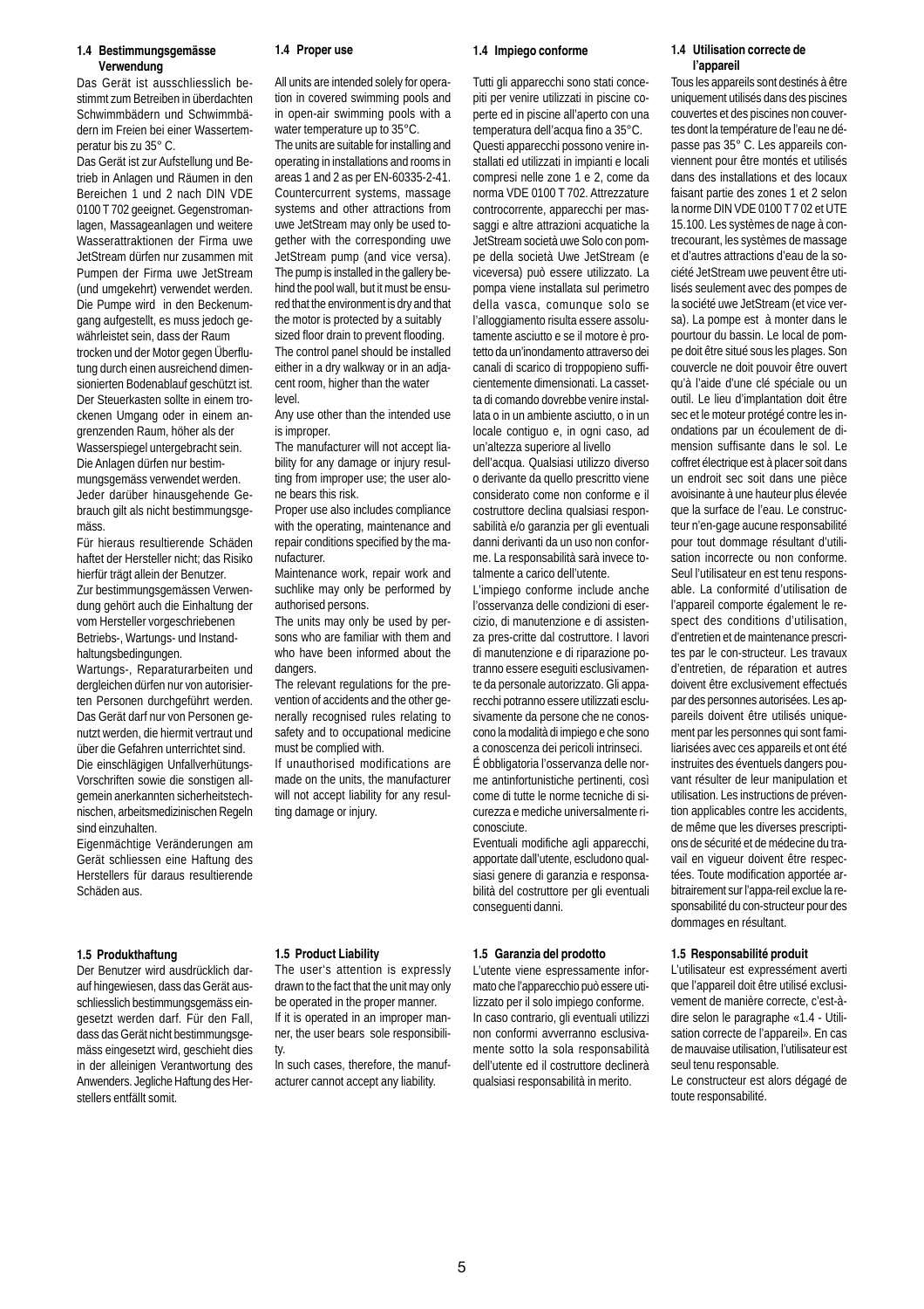### 1.4 Bestimmungsgemässe Verwendung

Das Gerät ist ausschliesslich bestimmt zum Betreiben in überdachten Schwimmbädern und Schwimmbädern im Freien bei einer Wassertemperatur bis zu 35° C.

Das Gerät ist zur Aufstellung und Betrieb in Anlagen und Räumen in den Bereichen 1 und 2 nach DIN VDE 0100 T 702 geeignet. Gegenstromanlagen, Massageanlagen und weitere Wasserattraktionen der Firma uwe JetStream dürfen nur zusammen mit Pumpen der Firma uwe JetStream (und umgekehrt) verwendet werden. Die Pumpe wird in den Beckenumgang aufgestellt, es muss jedoch gewährleistet sein, dass der Raum trocken und der Motor gegen Überflutung durch einen ausreichend dimensionierten Bodenablauf geschützt ist. Der Steuerkasten sollte in einem trockenen Umgang oder in einem angrenzenden Raum, höher als der Wasserspiegel untergebracht sein.

Die Anlagen dürfen nur bestimmungsgemäss verwendet werden. Jeder darüber hinausgehende Gebrauch gilt als nicht bestimmungsgemäss.

Für hieraus resultierende Schäden haftet der Hersteller nicht; das Risiko hierfür trägt allein der Benutzer.

Zur bestimmungsgemässen Verwendung gehört auch die Einhaltung der vom Hersteller vorgeschriebenen Betriebs-, Wartungs- und Instandhaltungsbedingungen.

Wartungs-, Reparaturarbeiten und dergleichen dürfen nur von autorisierten Personen durchgeführt werden. Das Gerät darf nur von Personen genutzt werden, die hiermit vertraut und über die Gefahren unterrichtet sind.

Die einschlägigen Unfallverhütungs-Vorschriften sowie die sonstigen allgemein anerkannten sicherheitstechnischen, arbeitsmedizinischen Regeln sind einzuhalten.

Eigenmächtige Veränderungen am Gerät schliessen eine Haftung des Herstellers für daraus resultierende Schäden aus.

### 1.5 Produkthaftung

Der Benutzer wird ausdrücklich darauf hingewiesen, dass das Gerät ausschliesslich bestimmungsgemäss eingesetzt werden darf. Für den Fall, dass das Gerät nicht bestimmungsgemäss eingesetzt wird, geschieht dies in der alleinigen Verantwortung des Anwenders. Jegliche Haftung des Herstellers entfällt somit.

### 1.4 Proper use

All units are intended solely for operation in covered swimming pools and in open-air swimming pools with a water temperature up to 35°C.

The units are suitable for installing and operating in installations and rooms in areas 1 and 2 as per EN-60335-2-41. Countercurrent systems, massage systems and other attractions from uwe JetStream may only be used together with the corresponding uwe JetStream pump (and vice versa). The pump is installed in the gallery behind the pool wall, but it must be ensured that the environment is dry and that the motor is protected by a suitably sized floor drain to prevent flooding. The control panel should be installed either in a dry walkway or in an adjacent room, higher than the water level.

Any use other than the intended use is improper.

The manufacturer will not accept liability for any damage or injury resulting from improper use; the user alone bears this risk.

Proper use also includes compliance with the operating, maintenance and repair conditions specified by the manufacturer.

Maintenance work, repair work and suchlike may only be performed by authorised persons.

The units may only be used by persons who are familiar with them and who have been informed about the dangers.

The relevant regulations for the prevention of accidents and the other generally recognised rules relating to safety and to occupational medicine must be complied with.

If unauthorised modifications are made on the units, the manufacturer will not accept liability for any resulting damage or injury.

### 1.5 Product Liability

The user's attention is expressly drawn to the fact that the unit may only be operated in the proper manner.

If it is operated in an improper manner, the user bears sole responsibility.

In such cases, therefore, the manufacturer cannot accept any liability.

### 1.4 Impiego conforme

Tutti gli apparecchi sono stati concepiti per venire utilizzati in piscine coperte ed in piscine all'aperto con una temperatura dell'acqua fino a 35°C.

Questi apparecchi possono venire installati ed utilizzati in impianti e locali compresi nelle zone 1 e 2, come da norma VDE 0100 T 702. Attrezzature controcorrente, apparecchi per massaggi e altre attrazioni acquatiche la JetStream società uwe Solo con pompe della società Uwe JetStream (e viceversa) può essere utilizzato. La pompa viene installata sul perimetro della vasca, comunque solo se l'alloggiamento risulta essere assolutamente asciutto e se il motore è protetto da un'inondamento attraverso dei canali di scarico di troppopieno sufficientemente dimensionati. La cassetta di comando dovrebbe venire installata o in un ambiente asciutto, o in un locale contiguo e, in ogni caso, ad un'altezza superiore al livello dell'acqua. Qualsiasi utilizzo diverso o derivante da quello prescritto viene considerato come non conforme e il costruttore declina qualsiasi responsabilità e/o garanzia per gli eventuali danni derivanti da un uso non conforme. La responsabilità sarà invece totalmente a carico dell'utente.

L'impiego conforme include anche l'osservanza delle condizioni di esercizio, di manutenzione e di assistenza pres-critte dal costruttore. I lavori di manutenzione e di riparazione potranno essere eseguiti esclusivamente da personale autorizzato. Gli apparecchi potranno essere utilizzati esclusivamente da persone che ne conoscono la modalità di impiego e che sono a conoscenza dei pericoli intrinseci.

É obbligatoria l'osservanza delle norme antinfortunistiche pertinenti, così come di tutte le norme tecniche di sicurezza e mediche universalmente riconosciute.

Eventuali modifiche agli apparecchi, apportate dall'utente, escludono qualsiasi genere di garanzia e responsabilità del costruttore per gli eventuali conseguenti danni.

### 1.5 Garanzia del prodotto

L'utente viene espressamente informato che l'apparecchio può essere utilizzato per il solo impiego conforme. In caso contrario, gli eventuali utilizzi non conformi avverranno esclusivamente sotto la sola responsabilità dell'utente ed il costruttore declinerà qualsiasi responsabilità in merito.

### 1.4 Utilisation correcte de l'appareil

Tous les appareils sont destinés à être uniquement utilisés dans des piscines couvertes et des piscines non couvertes dont la température de l'eau ne dépasse pas 35° C. Les appareils conviennent pour être montés et utilisés dans des installations et des locaux faisant partie des zones 1 et 2 selon la norme DIN VDE 0100 T 7 02 et UTE 15.100. Les systèmes de nage à contrecourant, les systèmes de massage et d'autres attractions d'eau de la société JetStream uwe peuvent être utilisés seulement avec des pompes de la société uwe JetStream (et vice versa). La pompe est à monter dans le pourtour du bassin. Le local de pompe doit être situé sous les plages. Son couvercle ne doit pouvoir être ouvert qu'à l'aide d'une clé spéciale ou un outil. Le lieu d'implantation doit être sec et le moteur protégé contre les inondations par un écoulement de dimension suffisante dans le sol. Le coffret électrique est à placer soit dans un endroit sec soit dans une pièce avoisinante à une hauteur plus élevée que la surface de l'eau. Le constructeur n'en-gage aucune responsabilité pour tout dommage résultant d'utilisation incorrecte ou non conforme. Seul l'utilisateur en est tenu responsable. La conformité d'utilisation de l'appareil comporte également le respect des conditions d'utilisation, d'entretien et de maintenance prescrites par le con-structeur. Les travaux d'entretien, de réparation et autres doivent être exclusivement effectués par des personnes autorisées. Les appareils doivent être utilisés uniquement par les personnes qui sont familiarisées avec ces appareils et ont été instruites des éventuels dangers pouvant résulter de leur manipulation et utilisation. Les instructions de prévention applicables contre les accidents, de même que les diverses prescriptions de sécurité et de médecine du travail en vigueur doivent être respectées. Toute modification apportée arbitrairement sur l'appa-reil exclue la responsabilité du con-structeur pour des dommages en résultant.

### 1.5 Responsabilité produit

L'utilisateur est expressément averti que l'appareil doit être utilisé exclusivement de manière correcte, c'est-à-dire selon le paragraphe «1.4 - Utilisation correcte de l'appareil». En cas de mauvaise utilisation, l'utilisateur est seul tenu responsable.

Le constructeur est alors dégagé de toute responsabilité.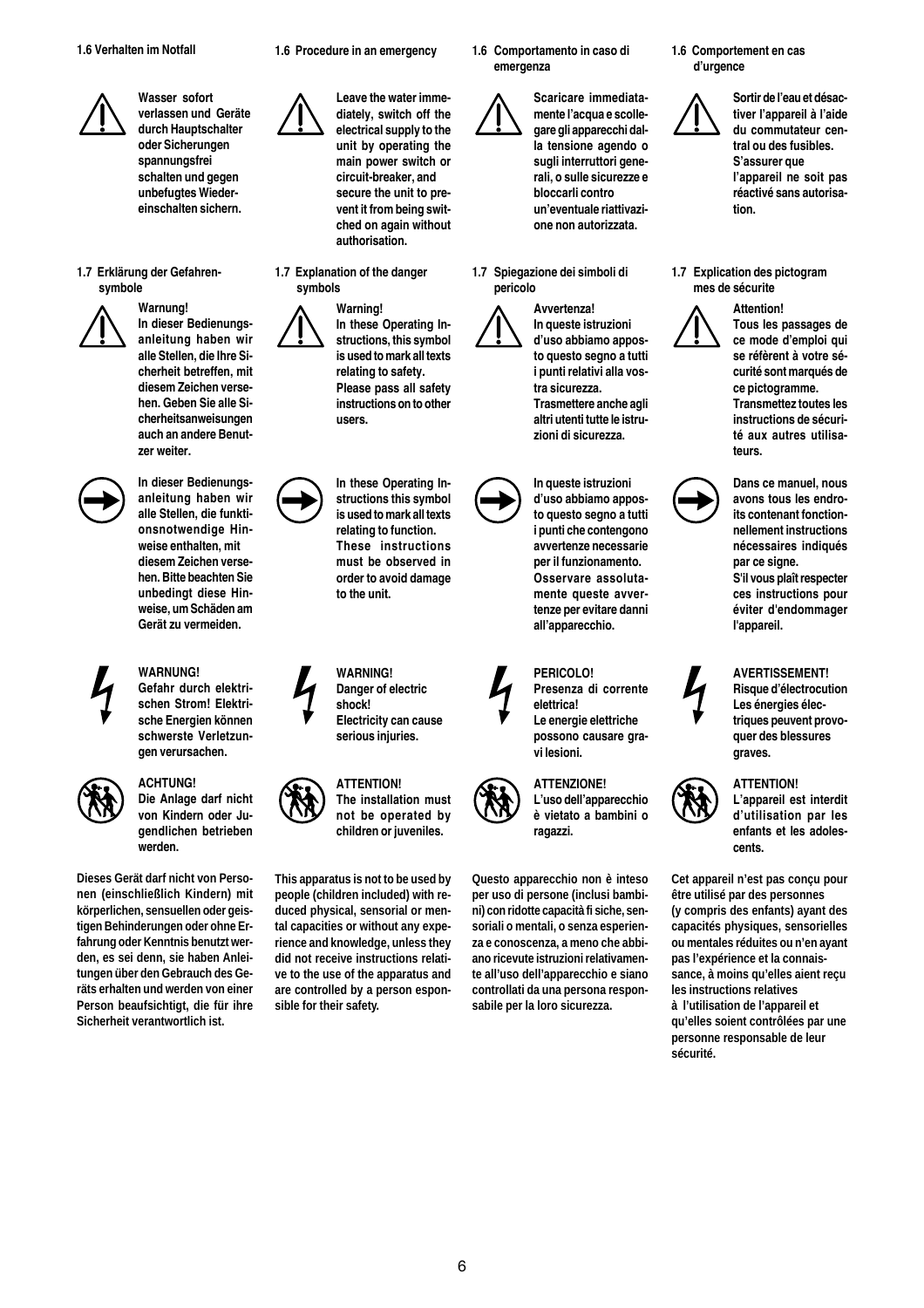### 1.6 Verhalten im Notfall

**Wasser sofort verlassen und Geräte durch Hauptschalter oder Sicherungen spannungsfrei schalten und gegen unbefugtes Wiedereinschalten sichern.**

### 1.7 Erklärung der Gefahrensymbole

**Warnung!**
**In dieser Bedienungsanleitung haben wir alle Stellen, die Ihre Sicherheit betreffen, mit diesem Zeichen versehen. Geben Sie alle Sicherheitsanweisungen auch an andere Benutzer weiter.**

**In dieser Bedienungsanleitung haben wir alle Stellen, die funktionsnotwendige Hinweise enthalten, mit diesem Zeichen versehen. Bitte beachten Sie unbedingt diese Hinweise, um Schäden am Gerät zu vermeiden.**

**WARNUNG!**
**Gefahr durch elektrischen Strom! Elektrische Energien können schwerste Verletzungen verursachen.**

**ACHTUNG!**
**Die Anlage darf nicht von Kindern oder Jugendlichen betrieben werden.**

**Dieses Gerät darf nicht von Personen (einschließlich Kindern) mit körperlichen, sensuellen oder geistigen Behinderungen oder ohne Erfahrung oder Kenntnis benutzt werden, es sei denn, sie haben Anleitungen über den Gebrauch des Geräts erhalten und werden von einer Person beaufsichtigt, die für ihre Sicherheit verantwortlich ist.**

### 1.6 Procedure in an emergency

**Leave the water immediately, switch off the electrical supply to the unit by operating the main power switch or circuit-breaker, and secure the unit to prevent it from being switched on again without authorisation.**

### 1.7 Explanation of the danger symbols

**Warning!**
**In these Operating Instructions, this symbol is used to mark all texts relating to safety. Please pass all safety instructions on to other users.**

**In these Operating Instructions this symbol is used to mark all texts relating to function. These instructions must be observed in order to avoid damage to the unit.**

**WARNING!**
**Danger of electric shock!**
**Electricity can cause serious injuries.**

**ATTENTION!**
**The installation must not be operated by children or juveniles.**

**This apparatus is not to be used by people (children included) with reduced physical, sensorial or mental capacities or without any experience and knowledge, unless they did not receive instructions relative to the use of the apparatus and are controlled by a person esponsible for their safety.**

### 1.6 Comportamento in caso di emergenza

**Scaricare immediatamente l'acqua e scollegare gli apparecchi dalla tensione agendo o sugli interruttori generali, o sulle sicurezze e bloccarli contro un'eventuale riattivazione non autorizzata.**

### 1.7 Spiegazione dei simboli di pericolo

**Avvertenza!**
**In queste istruzioni d'uso abbiamo apposto questo segno a tutti i punti relativi alla vostra sicurezza.**
**Trasmettere anche agli altri utenti tutte le istruzioni di sicurezza.**

**In queste istruzioni d'uso abbiamo apposto questo segno a tutti i punti che contengono avvertenze necessarie per il funzionamento. Osservare assolutamente queste avvertenze per evitare danni all'apparecchio.**

**PERICOLO!**
**Presenza di corrente elettrica!**
**Le energie elettriche possono causare gravi lesioni.**

**ATTENZIONE!**
**L'uso dell'apparecchio è vietato a bambini o ragazzi.**

**Questo apparecchio non è inteso per uso di persone (inclusi bambini) con ridotte capacità fi siche, sensoriali o mentali, o senza esperienza e conoscenza, a meno che abbiano ricevute istruzioni relativamente all'uso dell'apparecchio e siano controllati da una persona responsabile per la loro sicurezza.**

### 1.6 Comportement en cas d'urgence

**Sortir de l'eau et désactiver l'appareil à l'aide du commutateur central ou des fusibles. S'assurer que l'appareil ne soit pas réactivé sans autorisation.**

### 1.7 Explication des pictogram mes de sécurite

**Attention!**
**Tous les passages de ce mode d'emploi qui se réfèrent à votre sécurité sont marqués de ce pictogramme. Transmettez toutes les instructions de sécurité aux autres utilisateurs.**

**Dans ce manuel, nous avons tous les endroits contenant fonctionnellement instructions nécessaires indiqués par ce signe.**
**S'il vous plaît respecter ces instructions pour éviter d'endommager l'appareil.**

**AVERTISSEMENT!**
**Risque d'électrocution**
**Les énergies électriques peuvent provoquer des blessures graves.**

**ATTENTION!**
**L'appareil est interdit d'utilisation par les enfants et les adolescents.**

**Cet appareil n'est pas conçu pour être utilisé par des personnes (y compris des enfants) ayant des capacités physiques, sensorielles ou mentales réduites ou n'en ayant pas l'expérience et la connaissance, à moins qu'elles aient reçu les instructions relatives à l'utilisation de l'appareil et qu'elles soient contrôlées par une personne responsable de leur sécurité.**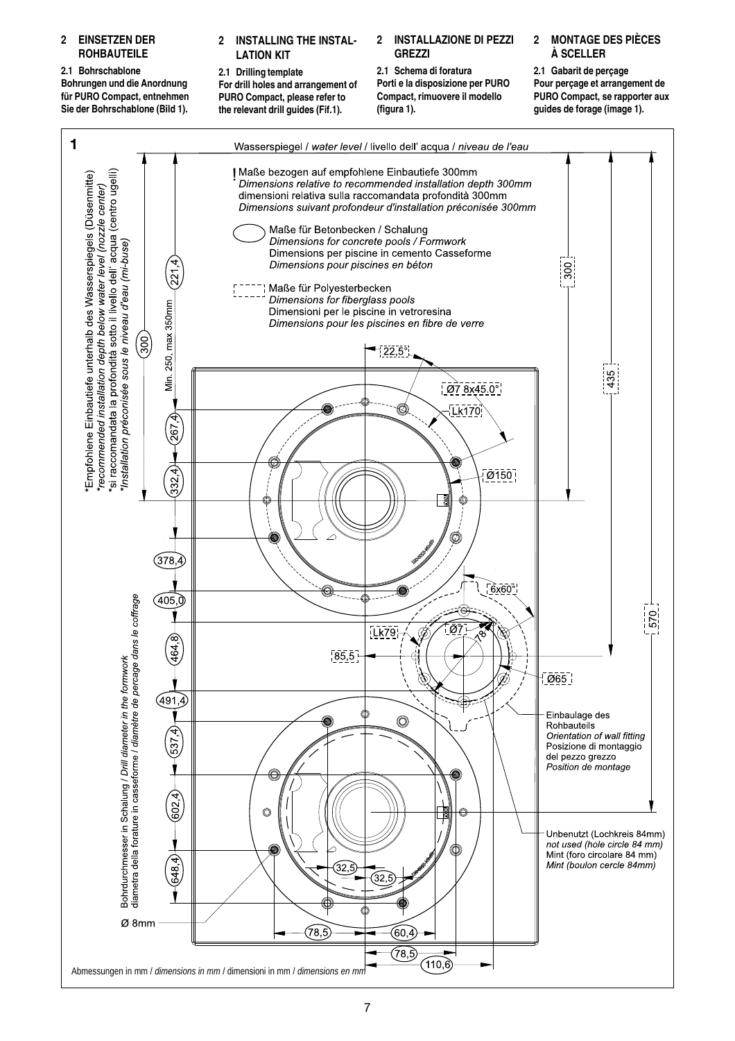## 2 EINSETZEN DER ROHBAUTEILE

**2.1 Bohrschablone**

**Bohrungen und die Anordnung für PURO Compact, entnehmen Sie der Bohrschablone (Bild 1).**

## 2 INSTALLING THE INSTALLATION KIT

**2.1 Drilling template**

**For drill holes and arrangement of PURO Compact, please refer to the relevant drill guides (Fif.1).**

## 2 INSTALLAZIONE DI PEZZI GREZZI

**2.1 Schema di foratura**

**Porti e la disposizione per PURO Compact, rimuovere il modello (figura 1).**

## 2 MONTAGE DES PIÈCES À SCELLER

**2.1 Gabarit de perçage**

**Pour perçage et arrangement de PURO Compact, se rapporter aux guides de forage (image 1).**

**1**

Wasserspiegel / *water level* / livello dell' acqua / *niveau de l'eau*

! Maße bezogen auf empfohlene Einbautiefe 300mm
*Dimensions relative to recommended installation depth 300mm*
dimensioni relativa sulla raccomandata profondità 300mm
*Dimensions suivant profondeur d'installation préconisée 300mm*

Maße für Betonbecken / Schalung
*Dimensions for concrete pools / Formwork*
Dimensions per piscine in cemento Casseforme
*Dimensions pour piscines en béton*

Maße für Polyesterbecken
*Dimensions for fiberglass pools*
Dimensioni per le piscine in vetroresina
*Dimensions pour les piscines en fibre de verre*

*Empfohlene Einbautiefe unterhalb des Wasserspiegels (Düsenmitte)
*\*recommended installation depth below water level (nozzle center)*
*si raccomandata la profondità sotto il livello dell' acqua (centro ugelli)
*\*Installation préconisée sous le niveau d'eau (mi-buse)*

Min. 250, max 350mm

Bohrdurchmesser in Schalung / *Drill diameter in the formwork*
diametra della forature in casseforme / *diamètre de perçage dans le coffrage*

Einbaulage des Rohbauteils
*Orientation of wall fitting*
Posizione di montaggio del pezzo grezzo
*Position de montage*

Unbenutzt (Lochkreis 84mm)
*not used (hole circle 84 mm)*
Mint (foro circolare 84 mm)
*Mint (boulon cercle 84mm)*

Ø 8mm

300, 221,4, 267,4, 332,4, 378,4, 405,0, 464,8, 491,4, 537,4, 602,4, 648,4, 300, 435, 570, 22,5°, Ø7 8x45.0°, Lk170, Ø150, 6x60°, Ø71, Lk79, 78, 85,5, Ø65, 32,5, 32,5, 78,5, 60,4, 78,5, 110,6

Abmessungen in mm / *dimensions in mm* / dimensioni in mm / *dimensions en mm*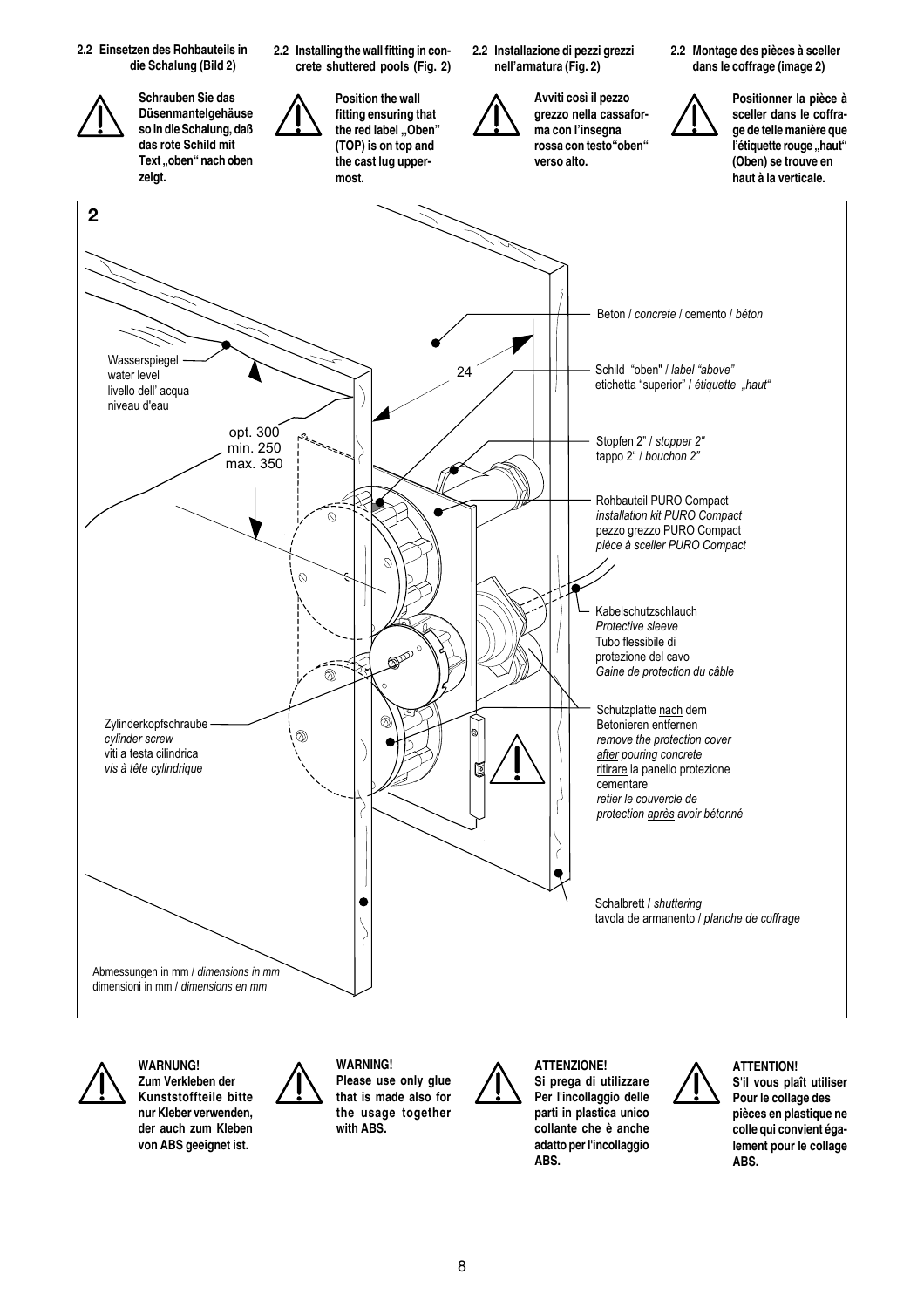**2.2 Einsetzen des Rohbauteils in die Schalung (Bild 2)**

**Schrauben Sie das Düsenmantelgehäuse so in die Schalung, daß das rote Schild mit Text „oben“ nach oben zeigt.**

**2.2 Installing the wall fitting in concrete shuttered pools (Fig. 2)**

**Position the wall fitting ensuring that the red label „Oben“ (TOP) is on top and the cast lug uppermost.**

**2.2 Installazione di pezzi grezzi nell'armatura (Fig. 2)**

**Avviti così il pezzo grezzo nella cassaforma con l'insegna rossa con testo“oben“ verso alto.**

**2.2 Montage des pièces à sceller dans le coffrage (image 2)**

**Positionner la pièce à sceller dans le coffrage de telle manière que l'étiquette rouge „haut“ (Oben) se trouve en haut à la verticale.**

2

Wasserspiegel
water level
livello dell' acqua
niveau d'eau

opt. 300
min. 250
max. 350

24

Beton / *concrete* / cemento / *béton*

Schild "oben" / *label "above"*
etichetta "superior" / *étiquette „haut"*

Stopfen 2" / *stopper 2"*
tappo 2" / *bouchon 2"*

Rohbauteil PURO Compact
*installation kit PURO Compact*
pezzo grezzo PURO Compact
*pièce à sceller PURO Compact*

Kabelschutzschlauch
*Protective sleeve*
Tubo flessibile di protezione del cavo
*Gaine de protection du câble*

Zylinderkopfschraube
*cylinder screw*
viti a testa cilindrica
*vis à tête cylindrique*

Schutzplatte nach dem Betonieren entfernen
*remove the protection cover after pouring concrete*
ritirare la panello protezione cementare
*retier le couvercle de protection après avoir bétonné*

Schalbrett / *shuttering*
tavola de armanento / *planche de coffrage*

Abmessungen in mm / *dimensions in mm*
dimensioni in mm / *dimensions en mm*

**WARNUNG!**
**Zum Verkleben der Kunststoffteile bitte nur Kleber verwenden, der auch zum Kleben von ABS geeignet ist.**

**WARNING!**
**Please use only glue that is made also for the usage together with ABS.**

**ATTENZIONE!**
**Si prega di utilizzare Per l'incollaggio delle parti in plastica unico collante che è anche adatto per l'incollaggio ABS.**

**ATTENTION!**
**S'il vous plaît utiliser Pour le collage des pièces en plastique ne colle qui convient également pour le collage ABS.**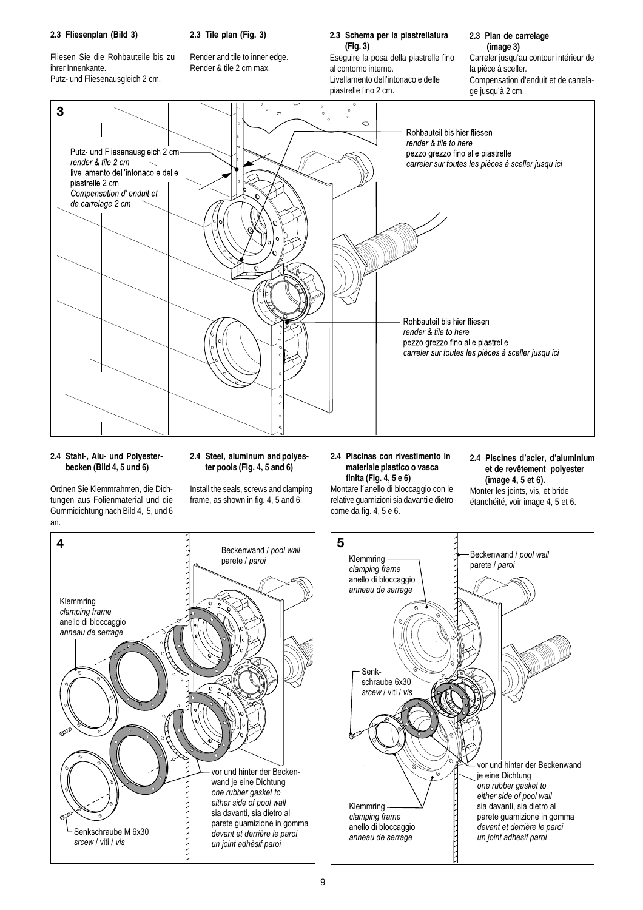### 2.3 Fliesenplan (Bild 3)

Fliesen Sie die Rohbauteile bis zu ihrer Innenkante.
Putz- und Fliesenausgleich 2 cm.

### 2.3 Tile plan (Fig. 3)

Render and tile to inner edge.
Render & tile 2 cm max.

### 2.3 Schema per la piastrellatura (Fig. 3)

Eseguire la posa della piastrelle fino al contorno interno.
Livellamento dell'intonaco e delle piastrelle fino 2 cm.

### 2.3 Plan de carrelage (image 3)

Carreler jusqu'au contour intérieur de la pièce à sceller.
Compensation d'enduit et de carrelage jusqu'à 2 cm.

**3**

Putz- und Fliesenausgleich 2 cm
*render & tile 2 cm*
livellamento dell'intonaco e delle piastrelle 2 cm
*Compensation d' enduit et de carrelage 2 cm*

Rohbauteil bis hier fliesen
*render & tile to here*
pezzo grezzo fino alle piastrelle
*carreler sur toutes les pièces à sceller jusqu ici*

Rohbauteil bis hier fliesen
*render & tile to here*
pezzo grezzo fino alle piastrelle
*carreler sur toutes les pièces à sceller jusqu ici*

### 2.4 Stahl-, Alu- und Polyesterbecken (Bild 4, 5 und 6)

Ordnen Sie Klemmrahmen, die Dichtungen aus Folienmaterial und die Gummidichtung nach Bild 4, 5, und 6 an.

### 2.4 Steel, aluminum and polyester pools (Fig. 4, 5 and 6)

Install the seals, screws and clamping frame, as shown in fig. 4, 5 and 6.

### 2.4 Piscinas con rivestimento in materiale plastico o vasca finita (Fig. 4, 5 e 6)

Montare l´anello di bloccaggio con le relative guarnizioni sia davanti e dietro come da fig. 4, 5 e 6.

### 2.4 Piscines d'acier, d'aluminium et de revêtement polyester (image 4, 5 et 6).

Monter les joints, vis, et bride étanchéité, voir image 4, 5 et 6.

**4**

Beckenwand / *pool wall*
parete / *paroi*

Klemmring
*clamping frame*
anello di bloccaggio
*anneau de serrage*

vor und hinter der Beckenwand je eine Dichtung
*one rubber gasket to either side of pool wall*
sia davanti, sia dietro al parete guamizione in gomma
*devant et derrière le paroi un joint adhésif paroi*

Senkschraube M 6x30
*srcew* / viti / *vis*

**5**

Klemmring
*clamping frame*
anello di bloccaggio
*anneau de serrage*

Beckenwand / *pool wall*
parete / *paroi*

Senkschraube 6x30
*srcew* / viti / *vis*

vor und hinter der Beckenwand je eine Dichtung
*one rubber gasket to either side of pool wall*
sia davanti, sia dietro al parete guamizione in gomma
*devant et derrière le paroi un joint adhésif paroi*

Klemmring
*clamping frame*
anello di bloccaggio
*anneau de serrage*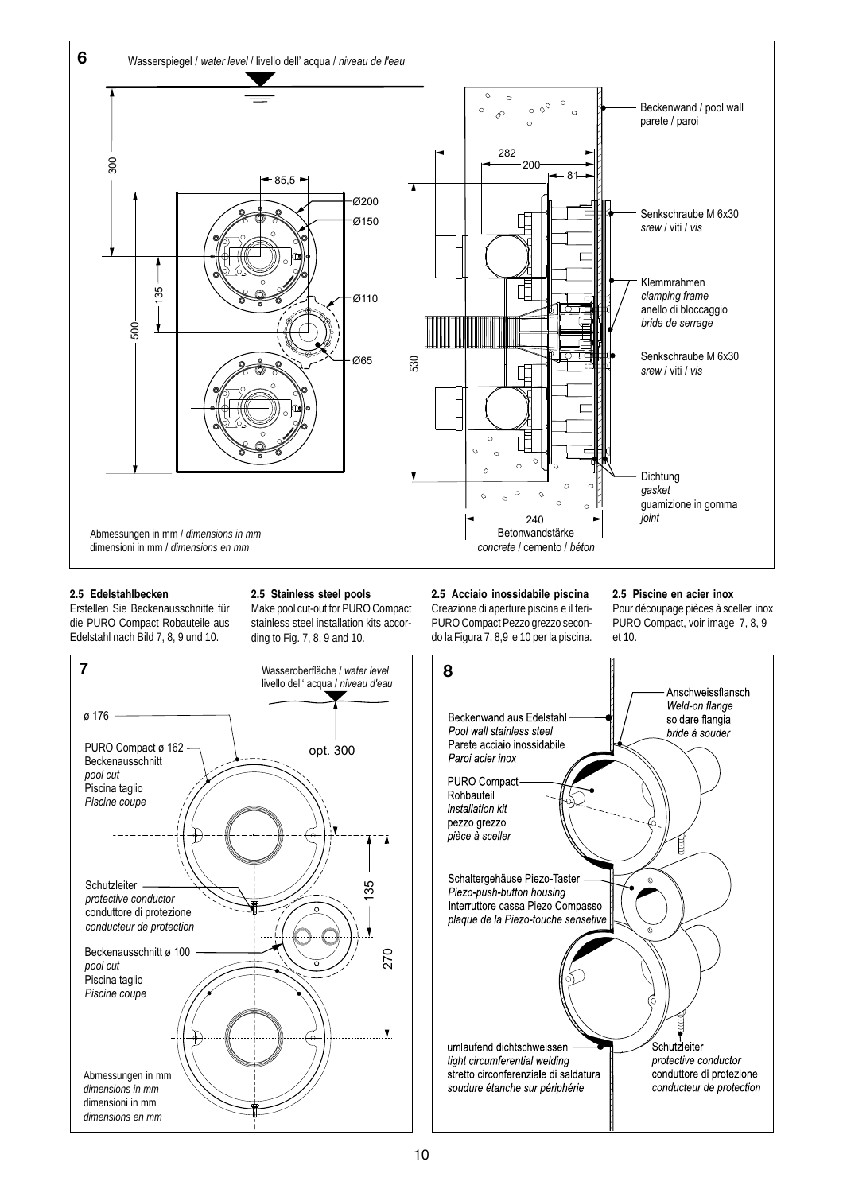**6**

Wasserspiegel / *water level* / livello dell' acqua / *niveau de l'eau*

300

85,5

Ø200

Ø150

Ø110

Ø65

135

500

282

200

81

530

240

Beckenwand / pool wall
parete / paroi

Senkschraube M 6x30
*srew* / viti / *vis*

Klemmrahmen
*clamping frame*
anello di bloccaggio
*bride de serrage*

Senkschraube M 6x30
*srew* / viti / *vis*

Dichtung
*gasket*
guamizione in gomma
*joint*

Betonwandstärke
*concrete* / cemento / *béton*

Abmessungen in mm / *dimensions in mm*
dimensioni in mm / *dimensions en mm*

**2.5 Edelstahlbecken**
Erstellen Sie Beckenausschnitte für die PURO Compact Robauteile aus Edelstahl nach Bild 7, 8, 9 und 10.

**2.5 Stainless steel pools**
Make pool cut-out for PURO Compact stainless steel installation kits according to Fig. 7, 8, 9 and 10.

**2.5 Acciaio inossidabile piscina**
Creazione di aperture piscina e il feri-PURO Compact Pezzo grezzo secondo la Figura 7, 8,9 e 10 per la piscina.

**2.5 Piscine en acier inox**
Pour découpage pièces à sceller inox PURO Compact, voir image 7, 8, 9 et 10.

**7**

Wasseroberfläche / *water level*
livello dell' acqua / *niveau d'eau*

ø 176

PURO Compact ø 162
Beckenausschnitt
*pool cut*
Piscina taglio
*Piscine coupe*

opt. 300

135

270

Schutzleiter
*protective conductor*
conduttore di protezione
*conducteur de protection*

Beckenausschnitt ø 100
*pool cut*
Piscina taglio
*Piscine coupe*

Abmessungen in mm
*dimensions in mm*
dimensioni in mm
*dimensions en mm*

**8**

Beckenwand aus Edelstahl
*Pool wall stainless steel*
Parete acciaio inossidabile
*Paroi acier inox*

Anschweissflansch
*Weld-on flange*
soldare flangia
*bride à souder*

PURO Compact
Rohbauteil
*installation kit*
pezzo grezzo
*pièce à sceller*

Schaltergehäuse Piezo-Taster
*Piezo-push-button housing*
Interruttore cassa Piezo Compasso
*plaque de la Piezo-touche sensetive*

umlaufend dichtschweissen
*tight circumferential welding*
stretto circonferenziale di saldatura
*soudure étanche sur périphérie*

Schutzleiter
*protective conductor*
conduttore di protezione
*conducteur de protection*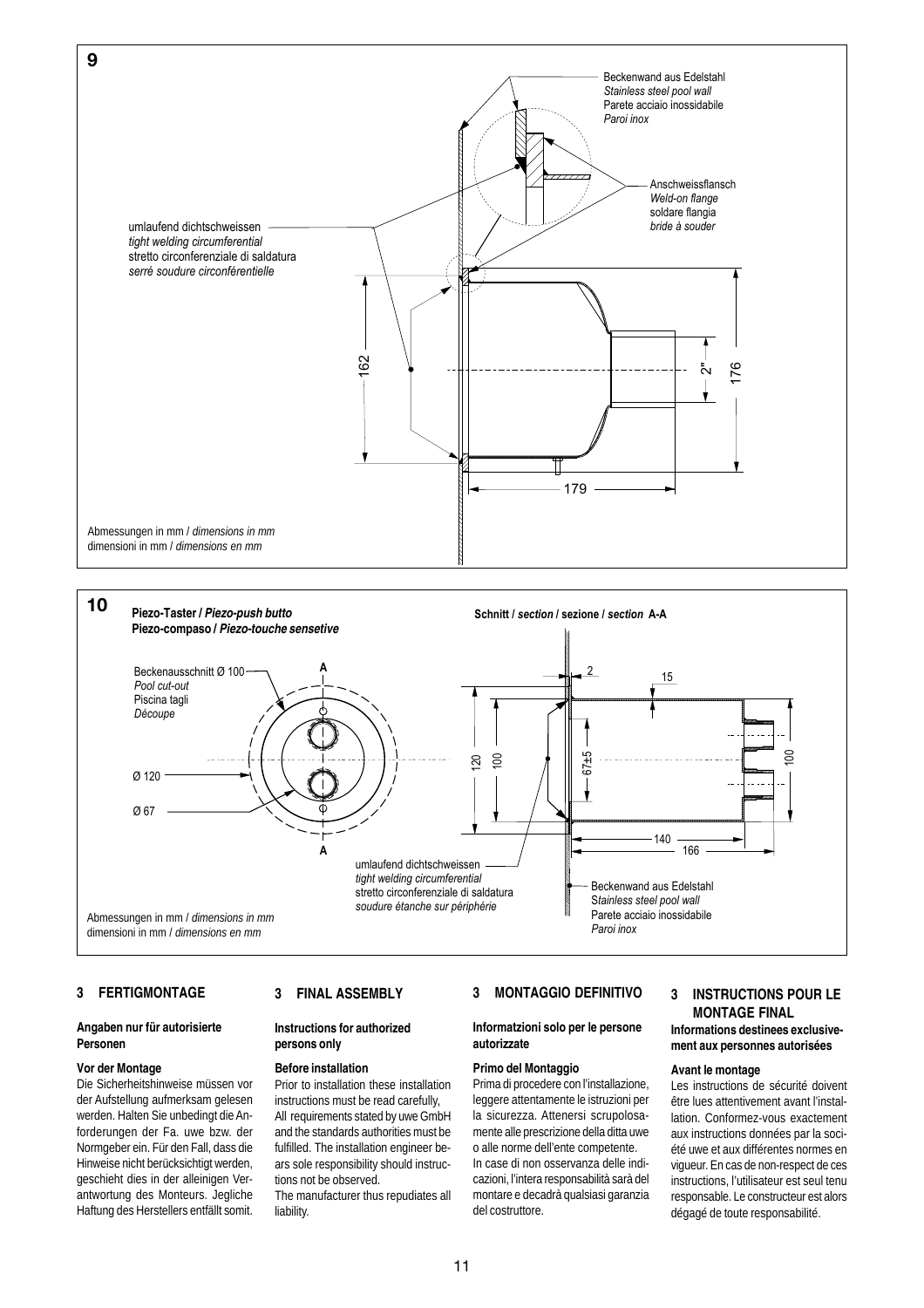**9**

Beckenwand aus Edelstahl
*Stainless steel pool wall*
Parete acciaio inossidabile
*Paroi inox*

Anschweissflansch
*Weld-on flange*
soldare flangia
*bride à souder*

umlaufend dichtschweissen
*tight welding circumferential*
stretto circonferenziale di saldatura
*serré soudure circonférentielle*

162 — 2" — 176 — 179

Abmessungen in mm / *dimensions in mm*
dimensioni in mm / *dimensions en mm*

**10** **Piezo-Taster / *Piezo-push butto***
**Piezo-compaso / *Piezo-touche sensetive***

Beckenausschnitt Ø 100
*Pool cut-out*
Piscina tagli
*Découpe*

Ø 120

Ø 67

A — A

**Schnitt / *section* / sezione / *section* A-A**

2 — 15 — 120 — 100 — 67±5 — 100 — 140 — 166

umlaufend dichtschweissen
*tight welding circumferential*
stretto circonferenziale di saldatura
*soudure étanche sur périphérie*

Beckenwand aus Edelstahl
*Stainless steel pool wall*
Parete acciaio inossidabile
*Paroi inox*

Abmessungen in mm / *dimensions in mm*
dimensioni in mm / *dimensions en mm*

## 3 FERTIGMONTAGE

**Angaben nur für autorisierte Personen**

**Vor der Montage**

Die Sicherheitshinweise müssen vor der Aufstellung aufmerksam gelesen werden. Halten Sie unbedingt die Anforderungen der Fa. uwe bzw. der Normgeber ein. Für den Fall, dass die Hinweise nicht berücksichtigt werden, geschieht dies in der alleinigen Verantwortung des Monteurs. Jegliche Haftung des Herstellers entfällt somit.

## 3 FINAL ASSEMBLY

**Instructions for authorized persons only**

**Before installation**

Prior to installation these installation instructions must be read carefully, All requirements stated by uwe GmbH and the standards authorities must be fulfilled. The installation engineer bears sole responsibility should instructions not be observed.
The manufacturer thus repudiates all liability.

## 3 MONTAGGIO DEFINITIVO

**Informatzioni solo per le persone autorizzate**

**Primo del Montaggio**

Prima di procedere con l'installazione, leggere attentamente le istruzioni per la sicurezza. Attenersi scrupolosamente alle prescrizione della ditta uwe o alle norme dell'ente competente.
In case di non osservanza delle indicazioni, l'intera responsabilità sarà del montare e decadrà qualsiasi garanzia del costruttore.

## 3 INSTRUCTIONS POUR LE MONTAGE FINAL

**Informations destinees exclusivement aux personnes autorisées**

**Avant le montage**

Les instructions de sécurité doivent être lues attentivement avant l'installation. Conformez-vous exactement aux instructions données par la société uwe et aux différentes normes en vigueur. En cas de non-respect de ces instructions, l'utilisateur est seul tenu responsable. Le constructeur est alors dégagé de toute responsabilité.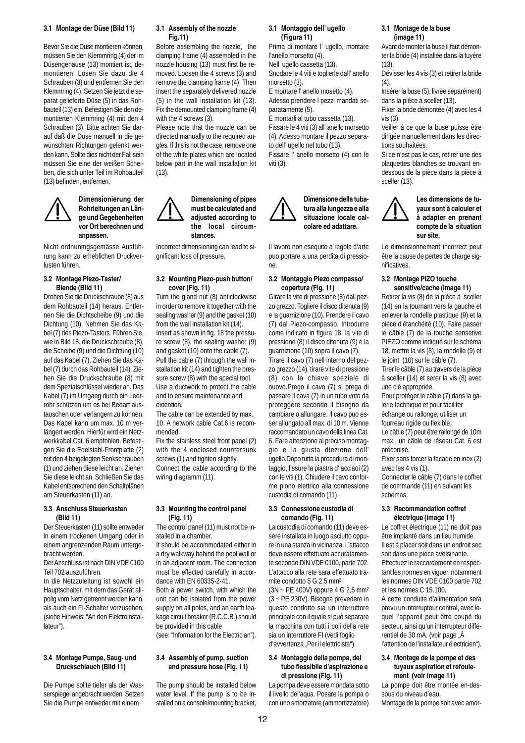### 3.1 Montage der Düse (Bild 11)

Bevor Sie die Düse montieren können, müssen Sie den Klemmring (4) der im Düsengehäuse (13) montiert ist, demontieren. Lösen Sie dazu die 4 Schrauben (3) und entfernen Sie den Klemmring (4). Setzen Sie jetzt die separat gelieferte Düse (5) in das Rohbauteil (13) ein. Befestigen Sie den demontierten Klemmring (4) mit den 4 Schrauben (3). Bitte achten Sie darauf daß die Düse manuell in die gewünschten Richtungen gelenkt werden kann. Sollte dies nicht der Fall sein müssen Sie eine der weißen Scheiben, die sich unter Teil im Rohbauteil (13) befinden, entfernen.

**Dimensionierung der Rohrleitungen an Länge und Gegebenheiten vor Ort berechnen und anpassen.**

Nicht ordnungsgemässe Ausführung kann zu erheblichen Druckverlusten führen.

### 3.2 Montage Piezo-Taster/ Blende (Bild 11)

Drehen Sie die Druckschraube (8) aus dem Rohbauteil (14) heraus. Entfernen Sie die Dichtscheibe (9) und die Dichtung (10). Nehmen Sie das Kabel (7) des Piezo-Tasters. Führen Sie, wie in Bild 18, die Druckschraube (8), die Scheibe (9) und die Dichtung (10) auf das Kabel (7). Ziehen Sie das Kabel (7) durch das Rohbauteil (14). Ziehen Sie die Druckschraube (8) mit dem Spezialschlüssel wieder an. Das Kabel (7) im Umgang durch ein Leerrohr schützen um es bei Bedarf austauschen oder verlängern zu können. Das Kabel kann um max. 10 m verlängert werden. Hierfür wird ein Netzwerkkabel Cat. 6 empfohlen. Befestigen Sie die Edelstahl-Frontplatte (2) mit den 4 beigelegten Senkschrauben (1) und ziehen diese leicht an. Ziehen Sie diese leicht an. Schließen Sie das Kabel entsprechend den Schaltplänen am Steuerkasten (11) an.

### 3.3 Anschluss Steuerkasten (Bild 11)

Der Steuerkasten (11) sollte entweder in einem trockenen Umgang oder in einem angrenzenden Raum untergebracht werden.

Der Anschluss ist nach DIN VDE 0100 Teil 702 auszuführen.

In die Netzzuleitung ist sowohl ein Hauptschalter, mit dem das Gerät allpolig vom Netz getrennt werden kann, als auch ein FI-Schalter vorzusehen, (siehe Hinweis: "An den Elektroinstallateur").

### 3.4 Montage Pumpe, Saug- und Druckschlauch (Bild 11)

Die Pumpe sollte tiefer als der Wasserspiegel angebracht werden. Setzen Sie die Pumpe entweder mit einem

### 3.1 Assembly of the nozzle Fig.11)

Before assembling the nozzle, the clamping frame (4) assembled in the nozzle housing (13) must first be removed. Loosen the 4 screws (3) and remove the clamping frame (4). Then insert the separately delivered nozzle (5) in the wall installation kit (13). Fix the demounted clamping frame (4) with the 4 screws (3).

Please note that the nozzle can be directed manually to the required angles. If this is not the case, remove one of the white plates which are located below part in the wall installation kit (13).

**Dimensioning of pipes must be calculated and adjusted according to the local circumstances.**

Incorrect dimensioning can lead to significant loss of pressure.

### 3.2 Mounting Piezo-push button/ cover (Fig. 11)

Turn the gland nut (8) anticlockwise in order to remove it together with the sealing washer (9) and the gasket (10) from the wall installation kit (14).

Insert as shown in fig. 18 the pressure screw (8), the sealing washer (9) and gasket (10) onto the cable (7).

Pull the cable (7) through the wall installation kit (14) and tighten the pressure screw (8) with the special tool.

Use a ductwork to protect the cable and to ensure maintenance and extention.

The cable can be extended by max. 10. A network cable Cat.6 is recommended.

Fix the stainless steel front panel (2) with the 4 enclosed countersunk screws (1) and tighten slightly.

Connect the cable according to the wiring diagramm (11).

### 3.3 Mounting the control panel (Fig. 11)

The control panel (11) must not be installed in a chamber.

It should be accommodated either in a dry walkway behind the pool wall or in an adjacent room. The connection must be effected carefully in accordance with EN 60335-2-41.

Both a power switch, with which the unit can be isolated from the power supply on all poles, and an earth leakage circuit breaker (R.C.C.B.) should be provided in this cable

(see: "Information for the Electrician").

### 3.4 Assembly of pump, suction and pressure hose (Fig. 11)

The pump should be installed below water level. If the pump is to be installed on a console/mounting bracket,

### 3.1 Montaggio dell' ugello (Figura 11)

Prima di montare l' ugello, montare l'anello morsetto (4).

Nell' ugello cassetta (13).

Snodare le 4 viti e toglierle dall' anello morsetto (3).

E montare l' anello mosetto (4).

Adesso prendere l pezzi mandati separatamente (5).

E montarli al tubo cassetta (13).

Fissare le 4 viti (3) all' anello morsetto (4). Adesso montare il pezzo separato dell' ugello nel tubo (13).

Fissare l' anello morsetto (4) con le viti (3).

**Dimensione della tubatura alla lungezza e alla situazione locale calcolare ed adattare.**

Il lavoro non esequito a regola d'arte puo portare a una perdita di pressione.

### 3.2 Montaggio Piezo compasso/ copertura (Fig. 11)

Girare la vite di pressione (8) dall pezzo grezzo. Togliere il disco ditenuta (9) e la guarnizione (10). Prendere il cavo (7) dal Piezo-compasso. Introdurre come indicato in figura 18, la vite di pressione (8) il disco ditenuta (9) e la guarnizione (10) sopra il cavo (7).

Tirare il cavo (7) nell interno del pezzo grezzo (14), tirare vite di pressione (8) con la chiave speziale di nuovo.Prego il cavo (7) si prega di passare il cava (7) in un tubo voto da proteggere secondo il bisogno da cambiare o allungare. Il cavo puo esser allungato all max. di 10 m. Vienne raccomandato un cavo della linea Cat. 6. Fare attenzione al preciso montaggio e la giusta diezione dell' ugello.Dopo tutta la procedura di montaggio, fissure la piastra d' acciaoi (2) con le viti (1). Chiudere il cavo conforme piono elettrico alla connessione custodia di comando (11).

### 3.3 Connessione custodia di comando (Fig. 11)

La custodia di comando (11) deve essere installata in luogo asciutto oppure in una stanza in vicinanza. L'attacco deve essere effettuato accuratamente secondo DIN VDE 0100, parte 702. L'attacco alla rete sara effettuato tramite condotto 5 G 2,5 mm²

(3N ~ PE 400V) oppure 4 G 2,5 mm² (3 ~ PE 230V). Bisogna prevedere in questo condotto sia un interruttore principale con il quale si può separare la macchina con tutti i poli della rete sia un interruttore FI (vedi foglio d'avvertenza „Per il elettricista").

### 3.4 Montaggio della pompa, del tubo flessibile d'aspirazione e di pressione (Fig. 11)

La pompa deve essere mondata sotto il livello del'aqua. Posare la pompa o con uno smorzatore (ammortizzatore)

### 3.1 Montage de la buse (image 11)

Avant de monter la buse il faut démonter la bride (4) installée dans la tuyère (13).

Dévisser les 4 vis (3) et retirer la bride (4).

Insérer la buse (5), livrée séparément) dans la pièce à sceller (13).

Fixer la bride démontée (4) avec les 4 vis (3).

Veiller à ce que la buse puisse être dirigée manuellement dans les directions souhaitées.

Si ce n'est pas le cas, retirer une des plaquettes blanches se trouvant endessous de la pièce dans la pièce à sceller (13).

**Les dimensions de tuyaux sont à calculer et à adapter en prenant compte de la situation sur site.**

Le dimensionnement incorrect peut être la cause de pertes de charge significatives.

### 3.2 Montage PIZO touche sensitive/cache (image 11)

Retirer la vis (8) de la pièce à sceller (14) en la tournant vers la gauche et enlever la rondelle plastique (9) et la pièce d'étanchéité (10). Faire passer le câble (7) de la touche sensetive PIEZO comme indiqué sur le schéma 18, mettre la vis (8), la rondelle (9) et le joint (10) sur le câble (7).

Tirer le câble (7) au travers de la pièce à sceller (14) et serer la vis (8) avec une clé appropriée.

Pour protéger le câble (7) dans la galerie technique et pour faciliter échange ou rallonge, utiliser un fourreau rigide ou flexible.

Le câble (7) peut être rallongé de 10m max., un câble de réseau Cat. 6 est préconisé.

Fixer sans forcer la facade en inox (2) avec les 4 vis (1).

Connecter le câble (7) dans le coffret de commande (11) en suivant les schémas.

### 3.3 Recommandation coffret électrique (image 11)

Le coffret électrique (11) ne doit pas être implanté dans un lieu humide.

Il est à placer soit dans un endroit sec soit dans une pièce avoisinante.

Effectuez le raccordement en respectant les normes en viguer, notamment les normes DIN VDE 0100 partie 702 et les normes C 15.100.

A cette conduite d'alimentation sera prevu un interrupteur central, avec lequel l'appareil peut être coupé du secteur, ainsi qu'un interrupteur différentiel de 30 mA. (voir page „À l'attention de l'installateur électricien").

### 3.4 Montage de la pompe et des tuyaux aspiration et refoulement (voir image 11)

La pompe doit être montée en-dessous du niveau d'eau.

Montage de la pompe soit avec amor-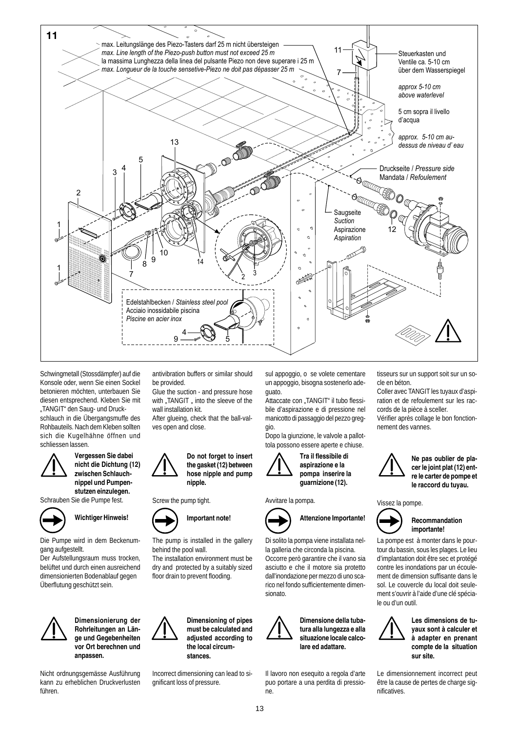**11**

max. Leitungslänge des Piezo-Tasters darf 25 m nicht übersteigen
*max. Line length of the Piezo-push button must not exceed 25 m*
la massima Lunghezza della linea del pulsante Piezo non deve superare i 25 m
*max. Longueur de la touche sensetive-Piezo ne doit pas dépasser 25 m*

Steuerkasten und Ventile ca. 5-10 cm über dem Wasserspiegel
*approx 5-10 cm above waterlevel*
5 cm sopra il livello d'acqua
*approx. 5-10 cm au-dessus de niveau d' eau*

Druckseite / *Pressure side*
Mandata / *Refoulement*

Saugseite
*Suction*
Aspirazione
*Aspiration*

Edelstahlbecken / *Stainless steel pool*
Acciaio inossidabile piscina
*Piscine en acier inox*

Schwingmetall (Stossdämpfer) auf die Konsole oder, wenn Sie einen Sockel betonieren möchten, unterbauen Sie diesen entsprechend. Kleben Sie mit „TANGIT" den Saug- und Druckschlauch in die Übergangsmuffe des Rohbauteils. Nach dem Kleben sollten sich die Kugelhähne öffnen und schliessen lassen.

**Vergessen Sie dabei nicht die Dichtung (12) zwischen Schlauchnippel und Pumpenstutzen einzulegen.**

Schrauben Sie die Pumpe fest.

**Wichtiger Hinweis!**

Die Pumpe wird in dem Beckenumgang aufgestellt.
Der Aufstellungsraum muss trocken, belüftet und durch einen ausreichend dimensionierten Bodenablauf gegen Überflutung geschützt sein.

**Dimensionierung der Rohrleitungen an Länge und Gegebenheiten vor Ort berechnen und anpassen.**

Nicht ordnungsgemässe Ausführung kann zu erheblichen Druckverlusten führen.

antivibration buffers or similar should be provided.
Glue the suction - and pressure hose with „TANGIT „ into the sleeve of the wall installation kit.
After glueing, check that the ball-valves open and close.

**Do not forget to insert the gasket (12) between hose nipple and pump nipple.**

Screw the pump tight.

**Important note!**

The pump is installed in the gallery behind the pool wall.
The installation environment must be dry and protected by a suitably sized floor drain to prevent flooding.

**Dimensioning of pipes must be calculated and adjusted according to the local circumstances.**

Incorrect dimensioning can lead to significant loss of pressure.

sul appoggio, o se volete cementare un appoggio, bisogna sostenerlo adeguato.
Attaccate con „TANGIT" il tubo flessibile d'aspirazione e di pressione nel manicotto di passaggio del pezzo greggio.
Dopo la giunzione, le valvole a pallottola possono essere aperte e chiuse.

**Tra il flessibile di aspirazione e la pompa inserire la guarnizione (12).**

Avvitare la pompa.

**Attenzione Importante!**

Di solito la pompa viene installata nella galleria che circonda la piscina.
Occorre però garantire che il vano sia asciutto e che il motore sia protetto dall'inondazione per mezzo di uno scarico nel fondo sufficientemente dimensionato.

**Dimensione della tubatura alla lungezza e alla situazione locale calcolare ed adattare.**

Il lavoro non esequito a regola d'arte puo portare a una perdita di pressione.

tisseurs sur un support soit sur un socle en béton.
Coller avec TANGIT les tuyaux d'aspiration et de refoulement sur les raccords de la pièce à sceller.
Vérifier après collage le bon fonctionnement des vannes.

**Ne pas oublier de placer le joint plat (12) entre le carter de pompe et le raccord du tuyau.**

Vissez la pompe.

**Recommandation importante!**

La pompe est à monter dans le pourtour du bassin, sous les plages. Le lieu d'implantation doit être sec et protégé contre les inondations par un écoulement de dimension suffisante dans le sol. Le couvercle du local doit seulement s'ouvrir à l'aide d'une clé spéciale ou d'un outil.

**Les dimensions de tuyaux sont à calculer et à adapter en prenant compte de la situation sur site.**

Le dimensionnement incorrect peut être la cause de pertes de charge significatives.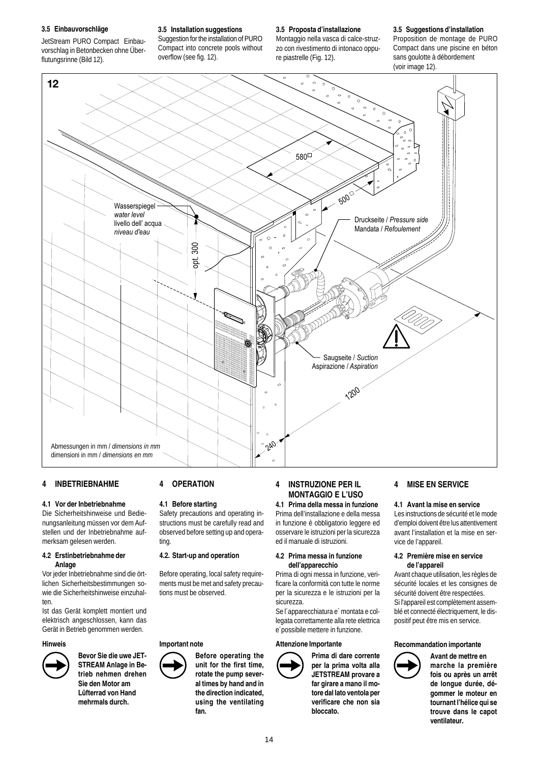### 3.5 Einbauvorschläge

JetStream PURO Compact Einbauvorschlag in Betonbecken ohne Überflutungsrinne (Bild 12).

### 3.5 Installation suggestions

Suggestion for the installation of PURO Compact into concrete pools without overflow (see fig. 12).

### 3.5 Proposta d'installazione

Montaggio nella vasca di calce-struzzo con rivestimento di intonaco oppure piastrelle (Fig. 12).

### 3.5 Suggestions d'installation

Proposition de montage de PURO Compact dans une piscine en béton sans goulotte à débordement (voir image 12).

**12**

580☐

500☐

Wasserspiegel
*water level*
livello dell' acqua
*niveau d'eau*

opt. 300

Druckseite / *Pressure side*
Mandata / *Refoulement*

Saugseite / *Suction*
Aspirazione / *Aspiration*

1200

240

Abmessungen in mm / *dimensions in mm*
dimensioni in mm / *dimensions en mm*

## 4 INBETRIEBNAHME

### 4.1 Vor der Inbetriebnahme

Die Sicherheitshinweise und Bedienungsanleitung müssen vor dem Aufstellen und der Inbetriebnahme aufmerksam gelesen werden.

### 4.2 Erstinbetriebnahme der Anlage

Vor jeder Inbetriebnahme sind die örtlichen Sicherheitsbestimmungen sowie die Sicherheitshinweise einzuhalten.

Ist das Gerät komplett montiert und elektrisch angeschlossen, kann das Gerät in Betrieb genommen werden.

**Hinweis**

**Bevor Sie die uwe JETSTREAM Anlage in Betrieb nehmen drehen Sie den Motor am Lüfterrad von Hand mehrmals durch.**

## 4 OPERATION

### 4.1 Before starting

Safety precautions and operating instructions must be carefully read and observed before setting up and operating.

### 4.2. Start-up and operation

Before operating, local safety requirements must be met and safety precautions must be observed.

**Important note**

**Before operating the unit for the first time, rotate the pump several times by hand and in the direction indicated, using the ventilating fan.**

## 4 INSTRUZIONE PER IL MONTAGGIO E L'USO

### 4.1 Prima della messa in funzione

Prima dell'installazione e della messa in funzione è obbligatorio leggere ed osservare le istruzioni per la sicurezza ed il manuale di istruzioni.

### 4.2 Prima messa in funzione dell'apparecchio

Prima di ogni messa in funzione, verificare la conformità con tutte le norme per la sicurezza e le istruzioni per la sicurezza.

Se l´apparecchiatura e´ montata e collegata correttamente alla rete elettrica e´ possibile metterla in funzione.

**Attenzione Importante**

**Prima di dare corrente per la prima volta alla JETSTREAM provare a far girare a mano il motore dal lato ventola per verificare che non sia bloccato.**

## 4 MISE EN SERVICE

### 4.1 Avant la mise en service

Les instructions de sécurité et le mode d'emploi doivent être lus attentivement avant l'installation et la mise en service de l'appareil.

### 4.2 Première mise en service de l'appareil

Avant chaque utilisation, les règles de sécurité locales et les consignes de sécurité doivent être respectées.

Si l'appareil est complètement assemblé et connecté électriquement, le dispositif peut être mis en service.

**Recommandation importante**

**Avant de mettre en marche la première fois ou après un arrêt de longue durée, dégommer le moteur en tournant l'hélice qui se trouve dans le capot ventilateur.**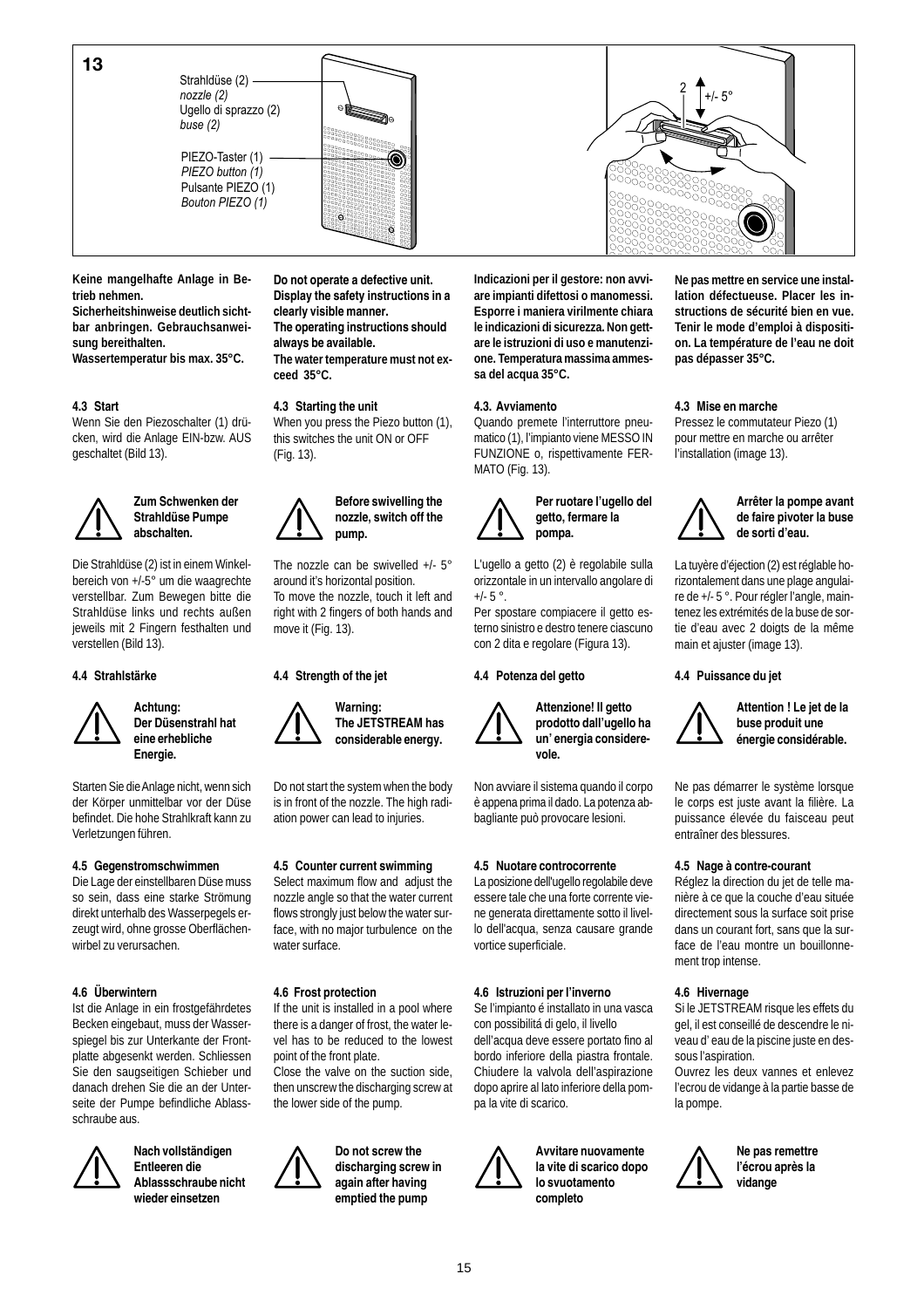**13**

Strahldüse (2)
*nozzle (2)*
Ugello di sprazzo (2)
*buse (2)*

PIEZO-Taster (1)
*PIEZO button (1)*
Pulsante PIEZO (1)
*Bouton PIEZO (1)*

2 +/- 5°

**Keine mangelhafte Anlage in Betrieb nehmen.**
**Sicherheitshinweise deutlich sichtbar anbringen. Gebrauchsanweisung bereithalten.**
**Wassertemperatur bis max. 35°C.**

**4.3 Start**

Wenn Sie den Piezoschalter (1) drücken, wird die Anlage EIN-bzw. AUS geschaltet (Bild 13).

**Zum Schwenken der Strahldüse Pumpe abschalten.**

Die Strahldüse (2) ist in einem Winkelbereich von +/-5° um die waagrechte verstellbar. Zum Bewegen bitte die Strahldüse links und rechts außen jeweils mit 2 Fingern festhalten und verstellen (Bild 13).

**4.4 Strahlstärke**

**Achtung: Der Düsenstrahl hat eine erhebliche Energie.**

Starten Sie die Anlage nicht, wenn sich der Körper unmittelbar vor der Düse befindet. Die hohe Strahlkraft kann zu Verletzungen führen.

**4.5 Gegenstromschwimmen**

Die Lage der einstellbaren Düse muss so sein, dass eine starke Strömung direkt unterhalb des Wasserpegels erzeugt wird, ohne grosse Oberflächenwirbel zu verursachen.

**4.6 Überwintern**

Ist die Anlage in ein frostgefährdetes Becken eingebaut, muss der Wasserspiegel bis zur Unterkante der Frontplatte abgesenkt werden. Schliessen Sie den saugseitigen Schieber und danach drehen Sie die an der Unterseite der Pumpe befindliche Ablassschraube aus.

**Nach vollständigen Entleeren die Ablassschraube nicht wieder einsetzen**

**Do not operate a defective unit.**
**Display the safety instructions in a clearly visible manner.**
**The operating instructions should always be available.**
**The water temperature must not exceed 35°C.**

**4.3 Starting the unit**

When you press the Piezo button (1), this switches the unit ON or OFF (Fig. 13).

**Before swivelling the nozzle, switch off the pump.**

The nozzle can be swivelled +/- 5° around it's horizontal position.
To move the nozzle, touch it left and right with 2 fingers of both hands and move it (Fig. 13).

**4.4 Strength of the jet**

**Warning: The JETSTREAM has considerable energy.**

Do not start the system when the body is in front of the nozzle. The high radiation power can lead to injuries.

**4.5 Counter current swimming**

Select maximum flow and adjust the nozzle angle so that the water current flows strongly just below the water surface, with no major turbulence on the water surface.

**4.6 Frost protection**

If the unit is installed in a pool where there is a danger of frost, the water level has to be reduced to the lowest point of the front plate.
Close the valve on the suction side, then unscrew the discharging screw at the lower side of the pump.

**Do not screw the discharging screw in again after having emptied the pump**

**Indicazioni per il gestore: non avviare impianti difettosi o manomessi. Esporre i maniera virilmente chiara le indicazioni di sicurezza. Non gettare le istruzioni di uso e manutenzione. Temperatura massima ammessa del acqua 35°C.**

**4.3. Avviamento**

Quando premete l'interruttore pneumatico (1), l'impianto viene MESSO IN FUNZIONE o, rispettivamente FERMATO (Fig. 13).

**Per ruotare l'ugello del getto, fermare la pompa.**

L'ugello a getto (2) è regolabile sulla orizzontale in un intervallo angolare di +/- 5 °.
Per spostare compiacere il getto esterno sinistro e destro tenere ciascuno con 2 dita e regolare (Figura 13).

**4.4 Potenza del getto**

**Attenzione! Il getto prodotto dall'ugello ha un' energia considerevole.**

Non avviare il sistema quando il corpo è appena prima il dado. La potenza abbagliante può provocare lesioni.

**4.5 Nuotare controcorrente**

La posizione dell'ugello regolabile deve essere tale che una forte corrente viene generata direttamente sotto il livello dell'acqua, senza causare grande vortice superficiale.

**4.6 Istruzioni per l'inverno**

Se l'impianto é installato in una vasca con possibilitá di gelo, il livello dell'acqua deve essere portato fino al bordo inferiore della piastra frontale. Chiudere la valvola dell'aspirazione dopo aprire al lato inferiore della pompa la vite di scarico.

**Avvitare nuovamente la vite di scarico dopo lo svuotamento completo**

**Ne pas mettre en service une installation défectueuse. Placer les instructions de sécurité bien en vue. Tenir le mode d'emploi à disposition. La température de l'eau ne doit pas dépasser 35°C.**

**4.3 Mise en marche**

Pressez le commutateur Piezo (1) pour mettre en marche ou arrêter l'installation (image 13).

**Arrêter la pompe avant de faire pivoter la buse de sorti d'eau.**

La tuyère d'éjection (2) est réglable horizontalement dans une plage angulaire de +/- 5 °. Pour régler l'angle, maintenez les extrémités de la buse de sortie d'eau avec 2 doigts de la même main et ajuster (image 13).

**4.4 Puissance du jet**

**Attention ! Le jet de la buse produit une énergie considérable.**

Ne pas démarrer le système lorsque le corps est juste avant la filière. La puissance élevée du faisceau peut entraîner des blessures.

**4.5 Nage à contre-courant**

Réglez la direction du jet de telle manière à ce que la couche d'eau située directement sous la surface soit prise dans un courant fort, sans que la surface de l'eau montre un bouillonnement trop intense.

**4.6 Hivernage**

Si le JETSTREAM risque les effets du gel, il est conseillé de descendre le niveau d' eau de la piscine juste en dessous l'aspiration.
Ouvrez les deux vannes et enlevez l'ecrou de vidange à la partie basse de la pompe.

**Ne pas remettre l'écrou après la vidange**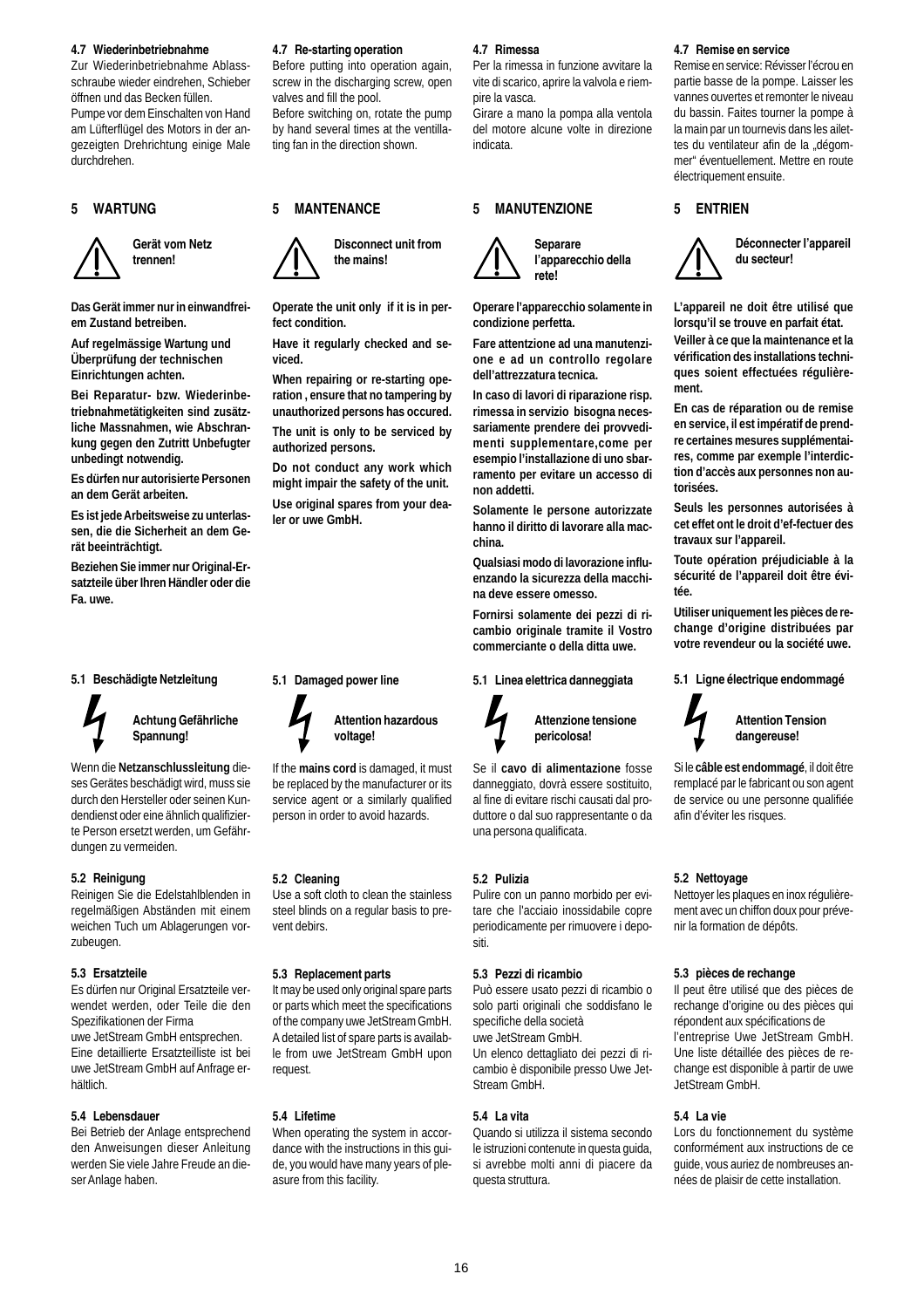### 4.7 Wiederinbetriebnahme

Zur Wiederinbetriebnahme Ablassschraube wieder eindrehen, Schieber öffnen und das Becken füllen.
Pumpe vor dem Einschalten von Hand am Lüfterflügel des Motors in der angezeigten Drehrichtung einige Male durchdrehen.

## 5 WARTUNG

**Gerät vom Netz trennen!**

**Das Gerät immer nur in einwandfreiem Zustand betreiben.**

**Auf regelmässige Wartung und Überprüfung der technischen Einrichtungen achten.**

**Bei Reparatur- bzw. Wiederinbetriebnahmetätigkeiten sind zusätzliche Massnahmen, wie Abschrankung gegen den Zutritt Unbefugter unbedingt notwendig.**

**Es dürfen nur autorisierte Personen an dem Gerät arbeiten.**

**Es ist jede Arbeitsweise zu unterlassen, die die Sicherheit an dem Gerät beeinträchtigt.**

**Beziehen Sie immer nur Original-Ersatzteile über Ihren Händler oder die Fa. uwe.**

### 5.1 Beschädigte Netzleitung

**Achtung Gefährliche Spannung!**

Wenn die **Netzanschlussleitung** dieses Gerätes beschädigt wird, muss sie durch den Hersteller oder seinen Kundendienst oder eine ähnlich qualifizierte Person ersetzt werden, um Gefährdungen zu vermeiden.

### 5.2 Reinigung

Reinigen Sie die Edelstahlblenden in regelmäßigen Abständen mit einem weichen Tuch um Ablagerungen vorzubeugen.

### 5.3 Ersatzteile

Es dürfen nur Original Ersatzteile verwendet werden, oder Teile die den Spezifikationen der Firma
uwe JetStream GmbH entsprechen.
Eine detaillierte Ersatzteilliste ist bei uwe JetStream GmbH auf Anfrage erhältlich.

### 5.4 Lebensdauer

Bei Betrieb der Anlage entsprechend den Anweisungen dieser Anleitung werden Sie viele Jahre Freude an dieser Anlage haben.

### 4.7 Re-starting operation

Before putting into operation again, screw in the discharging screw, open valves and fill the pool.
Before switching on, rotate the pump by hand several times at the ventilating fan in the direction shown.

## 5 MANTENANCE

**Disconnect unit from the mains!**

**Operate the unit only if it is in perfect condition.**

**Have it regularly checked and seviced.**

**When repairing or re-starting operation , ensure that no tampering by unauthorized persons has occured.**

**The unit is only to be serviced by authorized persons.**

**Do not conduct any work which might impair the safety of the unit.**

**Use original spares from your dealer or uwe GmbH.**

### 5.1 Damaged power line

**Attention hazardous voltage!**

If the **mains cord** is damaged, it must be replaced by the manufacturer or its service agent or a similarly qualified person in order to avoid hazards.

### 5.2 Cleaning

Use a soft cloth to clean the stainless steel blinds on a regular basis to prevent debirs.

### 5.3 Replacement parts

It may be used only original spare parts or parts which meet the specifications of the company uwe JetStream GmbH. A detailed list of spare parts is available from uwe JetStream GmbH upon request.

### 5.4 Lifetime

When operating the system in accordance with the instructions in this guide, you would have many years of pleasure from this facility.

### 4.7 Rimessa

Per la rimessa in funzione avvitare la vite di scarico, aprire la valvola e riempire la vasca.
Girare a mano la pompa alla ventola del motore alcune volte in direzione indicata.

## 5 MANUTENZIONE

**Separare l'apparecchio della rete!**

**Operare l'apparecchio solamente in condizione perfetta.**

**Fare attentzione ad una manutenzione e ad un controllo regolare dell'attrezzatura tecnica.**

**In caso di lavori di riparazione risp. rimessa in servizio bisogna necessariamente prendere dei provvedimenti supplementare,come per esempio l'installazione di uno sbarramento per evitare un accesso di non addetti.**

**Solamente le persone autorizzate hanno il diritto di lavorare alla macchina.**

**Qualsiasi modo di lavorazione influenzando la sicurezza della macchina deve essere omesso.**

**Fornirsi solamente dei pezzi di ricambio originale tramite il Vostro commerciante o della ditta uwe.**

### 5.1 Linea elettrica danneggiata

**Attenzione tensione pericolosa!**

Se il **cavo di alimentazione** fosse danneggiato, dovrà essere sostituito, al fine di evitare rischi causati dal produttore o dal suo rappresentante o da una persona qualificata.

### 5.2 Pulizia

Pulire con un panno morbido per evitare che l'acciaio inossidabile copre periodicamente per rimuovere i depositi.

### 5.3 Pezzi di ricambio

Può essere usato pezzi di ricambio o solo parti originali che soddisfano le specifiche della società
uwe JetStream GmbH.
Un elenco dettagliato dei pezzi di ricambio è disponibile presso Uwe JetStream GmbH.

### 5.4 La vita

Quando si utilizza il sistema secondo le istruzioni contenute in questa guida, si avrebbe molti anni di piacere da questa struttura.

### 4.7 Remise en service

Remise en service: Révisser l'écrou en partie basse de la pompe. Laisser les vannes ouvertes et remonter le niveau du bassin. Faites tourner la pompe à la main par un tournevis dans les ailettes du ventilateur afin de la „dégommer" éventuellement. Mettre en route électriquement ensuite.

## 5 ENTRIEN

**Déconnecter l'appareil du secteur!**

**L'appareil ne doit être utilisé que lorsqu'il se trouve en parfait état.**

**Veiller à ce que la maintenance et la vérification des installations techniques soient effectuées régulièrement.**

**En cas de réparation ou de remise en service, il est impératif de prendre certaines mesures supplémentaires, comme par exemple l'interdiction d'accès aux personnes non autorisées.**

**Seuls les personnes autorisées à cet effet ont le droit d'ef-fectuer des travaux sur l'appareil.**

**Toute opération préjudiciable à la sécurité de l'appareil doit être évitée.**

**Utiliser uniquement les pièces de rechange d'origine distribuées par votre revendeur ou la société uwe.**

### 5.1 Ligne électrique endommagé

**Attention Tension dangereuse!**

Si le **câble est endommagé**, il doit être remplacé par le fabricant ou son agent de service ou une personne qualifiée afin d'éviter les risques.

### 5.2 Nettoyage

Nettoyer les plaques en inox régulièrement avec un chiffon doux pour prévenir la formation de dépôts.

### 5.3 pièces de rechange

Il peut être utilisé que des pièces de rechange d'origine ou des pièces qui répondent aux spécifications de
l'entreprise Uwe JetStream GmbH. Une liste détaillée des pièces de rechange est disponible à partir de uwe JetStream GmbH.

### 5.4 La vie

Lors du fonctionnement du système conformément aux instructions de ce guide, vous auriez de nombreuses années de plaisir de cette installation.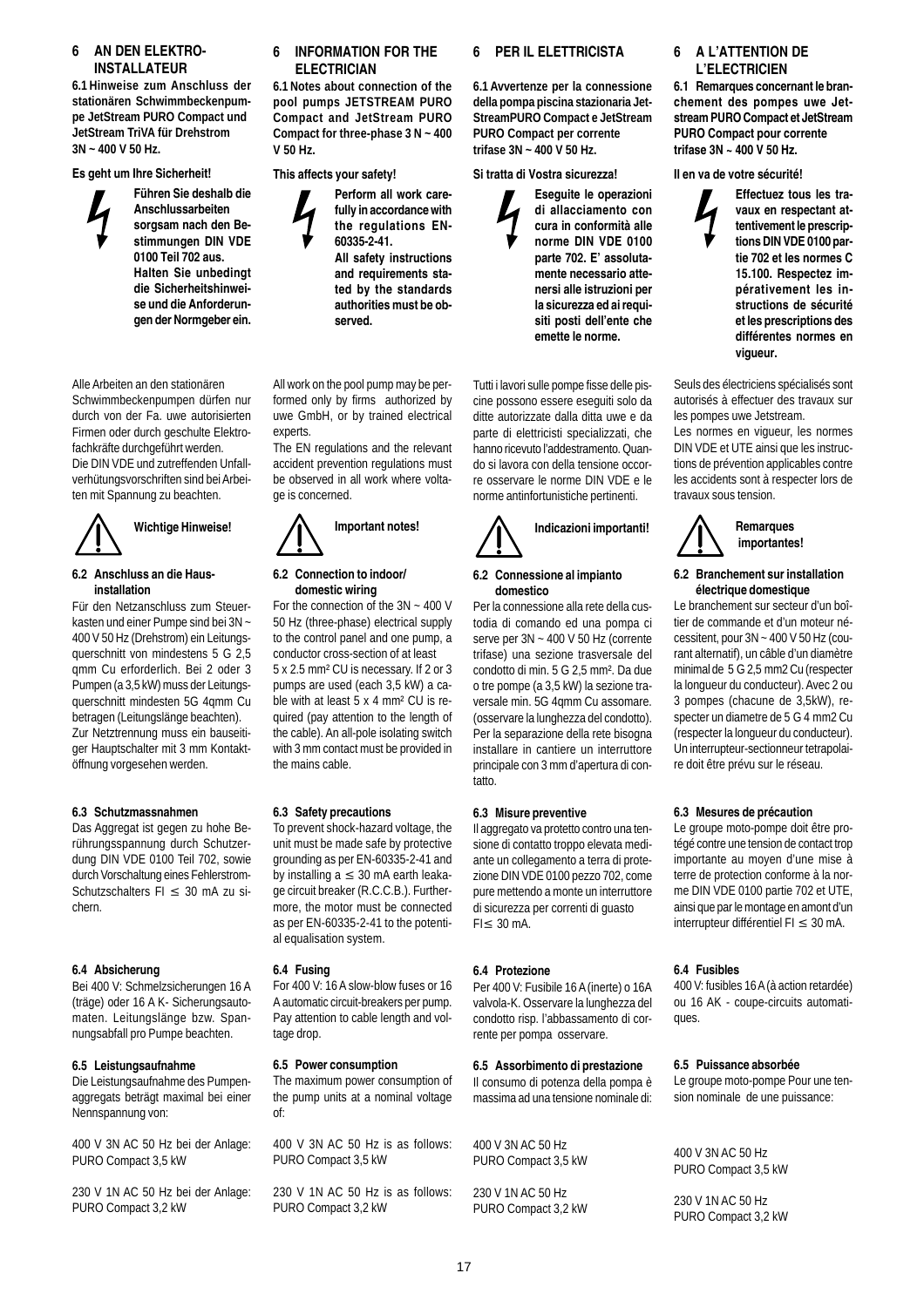## 6 AN DEN ELEKTRO-INSTALLATEUR

**6.1 Hinweise zum Anschluss der stationären Schwimmbeckenpumpe JetStream PURO Compact und JetStream TriVA für Drehstrom 3N ~ 400 V 50 Hz.**

**Es geht um Ihre Sicherheit!**

**Führen Sie deshalb die Anschlussarbeiten sorgsam nach den Bestimmungen DIN VDE 0100 Teil 702 aus. Halten Sie unbedingt die Sicherheitshinweise und die Anforderungen der Normgeber ein.**

Alle Arbeiten an den stationären Schwimmbeckenpumpen dürfen nur durch von der Fa. uwe autorisierten Firmen oder durch geschulte Elektrofachkräfte durchgeführt werden.
Die DIN VDE und zutreffenden Unfallverhütungsvorschriften sind bei Arbeiten mit Spannung zu beachten.

**Wichtige Hinweise!**

### 6.2 Anschluss an die Hausinstallation

Für den Netzanschluss zum Steuerkasten und einer Pumpe sind bei 3N ~ 400 V 50 Hz (Drehstrom) ein Leitungsquerschnitt von mindestens 5 G 2,5 qmm Cu erforderlich. Bei 2 oder 3 Pumpen (a 3,5 kW) muss der Leitungsquerschnitt mindesten 5G 4qmm Cu betragen (Leitungslänge beachten).
Zur Netztrennung muss ein bauseitiger Hauptschalter mit 3 mm Kontaktöffnung vorgesehen werden.

### 6.3 Schutzmassnahmen

Das Aggregat ist gegen zu hohe Berührungsspannung durch Schutzerdung DIN VDE 0100 Teil 702, sowie durch Vorschaltung eines Fehlerstrom-Schutzschalters FI ≤ 30 mA zu sichern.

### 6.4 Absicherung

Bei 400 V: Schmelzsicherungen 16 A (träge) oder 16 A K- Sicherungsautomaten. Leitungslänge bzw. Spannungsabfall pro Pumpe beachten.

### 6.5 Leistungsaufnahme

Die Leistungsaufnahme des Pumpenaggregats beträgt maximal bei einer Nennspannung von:

400 V 3N AC 50 Hz bei der Anlage: PURO Compact 3,5 kW

230 V 1N AC 50 Hz bei der Anlage: PURO Compact 3,2 kW

## 6 INFORMATION FOR THE ELECTRICIAN

**6.1 Notes about connection of the pool pumps JETSTREAM PURO Compact and JetStream PURO Compact for three-phase 3 N ~ 400 V 50 Hz.**

**This affects your safety!**

**Perform all work carefully in accordance with the regulations EN-60335-2-41.**
**All safety instructions and requirements stated by the standards authorities must be observed.**

All work on the pool pump may be performed only by firms authorized by uwe GmbH, or by trained electrical experts.
The EN regulations and the relevant accident prevention regulations must be observed in all work where voltage is concerned.

**Important notes!**

### 6.2 Connection to indoor/ domestic wiring

For the connection of the 3N ~ 400 V 50 Hz (three-phase) electrical supply to the control panel and one pump, a conductor cross-section of at least 5 x 2.5 mm² CU is necessary. If 2 or 3 pumps are used (each 3,5 kW) a cable with at least 5 x 4 mm² CU is required (pay attention to the length of the cable). An all-pole isolating switch with 3 mm contact must be provided in the mains cable.

### 6.3 Safety precautions

To prevent shock-hazard voltage, the unit must be made safe by protective grounding as per EN-60335-2-41 and by installing a ≤ 30 mA earth leakage circuit breaker (R.C.C.B.). Furthermore, the motor must be connected as per EN-60335-2-41 to the potential equalisation system.

### 6.4 Fusing

For 400 V: 16 A slow-blow fuses or 16 A automatic circuit-breakers per pump. Pay attention to cable length and voltage drop.

### 6.5 Power consumption

The maximum power consumption of the pump units at a nominal voltage of:

400 V 3N AC 50 Hz is as follows: PURO Compact 3,5 kW

230 V 1N AC 50 Hz is as follows: PURO Compact 3,2 kW

## 6 PER IL ELETTRICISTA

**6.1 Avvertenze per la connessione della pompa piscina stazionaria JetStreamPURO Compact e JetStream PURO Compact per corrente trifase 3N ~ 400 V 50 Hz.**

**Si tratta di Vostra sicurezza!**

**Eseguite le operazioni di allacciamento con cura in conformità alle norme DIN VDE 0100 parte 702. E' assolutamente necessario attenersi alle istruzioni per la sicurezza ed ai requisiti posti dell'ente che emette le norme.**

Tutti i lavori sulle pompe fisse delle piscine possono essere eseguiti solo da ditte autorizzate dalla ditta uwe e da parte di elettricisti specializzati, che hanno ricevuto l'addestramento. Quando si lavora con della tensione occorre osservare le norme DIN VDE e le norme antinfortunistiche pertinenti.

**Indicazioni importanti!**

### 6.2 Connessione al impianto domestico

Per la connessione alla rete della custodia di comando ed una pompa ci serve per 3N ~ 400 V 50 Hz (corrente trifase) una sezione trasversale del condotto di min. 5 G 2,5 mm². Da due o tre pompe (a 3,5 kW) la sezione traversale min. 5G 4qmm Cu assomare. (osservare la lunghezza del condotto). Per la separazione della rete bisogna installare in cantiere un interruttore principale con 3 mm d'apertura di contatto.

### 6.3 Misure preventive

Il aggregato va protetto contro una tensione di contatto troppo elevata mediante un collegamento a terra di protezione DIN VDE 0100 pezzo 702, come pure mettendo a monte un interruttore di sicurezza per correnti di guasto FI≤ 30 mA.

### 6.4 Protezione

Per 400 V: Fusibile 16 A (inerte) o 16A valvola-K. Osservare la lunghezza del condotto risp. l'abbassamento di corrente per pompa osservare.

### 6.5 Assorbimento di prestazione

Il consumo di potenza della pompa è massima ad una tensione nominale di:

400 V 3N AC 50 Hz
PURO Compact 3,5 kW

230 V 1N AC 50 Hz
PURO Compact 3,2 kW

## 6 A L'ATTENTION DE L'ELECTRICIEN

**6.1 Remarques concernant le branchement des pompes uwe Jetstream PURO Compact et JetStream PURO Compact pour courant trifase 3N ~ 400 V 50 Hz.**

**Il en va de votre sécurité!**

**Effectuez tous les travaux en respectant attentivement le prescriptions DIN VDE 0100 partie 702 et les normes C 15.100. Respectez impérativement les instructions de sécurité et les prescriptions des différentes normes en vigueur.**

Seuls des électriciens spécialisés sont autorisés à effectuer des travaux sur les pompes uwe Jetstream.
Les normes en vigueur, les normes DIN VDE et UTE ainsi que les instructions de prévention applicables contre les accidents sont à respecter lors de travaux sous tension.

**Remarques importantes!**

### 6.2 Branchement sur installation électrique domestique

Le branchement sur secteur d'un boîtier de commande et d'un moteur nécessitent, pour 3N ~ 400 V 50 Hz (courant alternatif), un câble d'un diamètre minimal de 5 G 2,5 mm2 Cu (respecter la longueur du conducteur). Avec 2 ou 3 pompes (chacune de 3,5kW), respecter un diametre de 5 G 4 mm2 Cu (respecter la longueur du conducteur). Un interrupteur-sectionneur tetrapolaire doit être prévu sur le réseau.

### 6.3 Mesures de précaution

Le groupe moto-pompe doit être protégé contre une tension de contact trop importante au moyen d'une mise à terre de protection conforme à la norme DIN VDE 0100 partie 702 et UTE, ainsi que par le montage en amont d'un interrupteur différentiel FI ≤ 30 mA.

### 6.4 Fusibles

400 V: fusibles 16 A (à action retardée) ou 16 AK - coupe-circuits automatiques.

### 6.5 Puissance absorbée

Le groupe moto-pompe Pour une tension nominale de une puissance:

400 V 3N AC 50 Hz
PURO Compact 3,5 kW

230 V 1N AC 50 Hz
PURO Compact 3,2 kW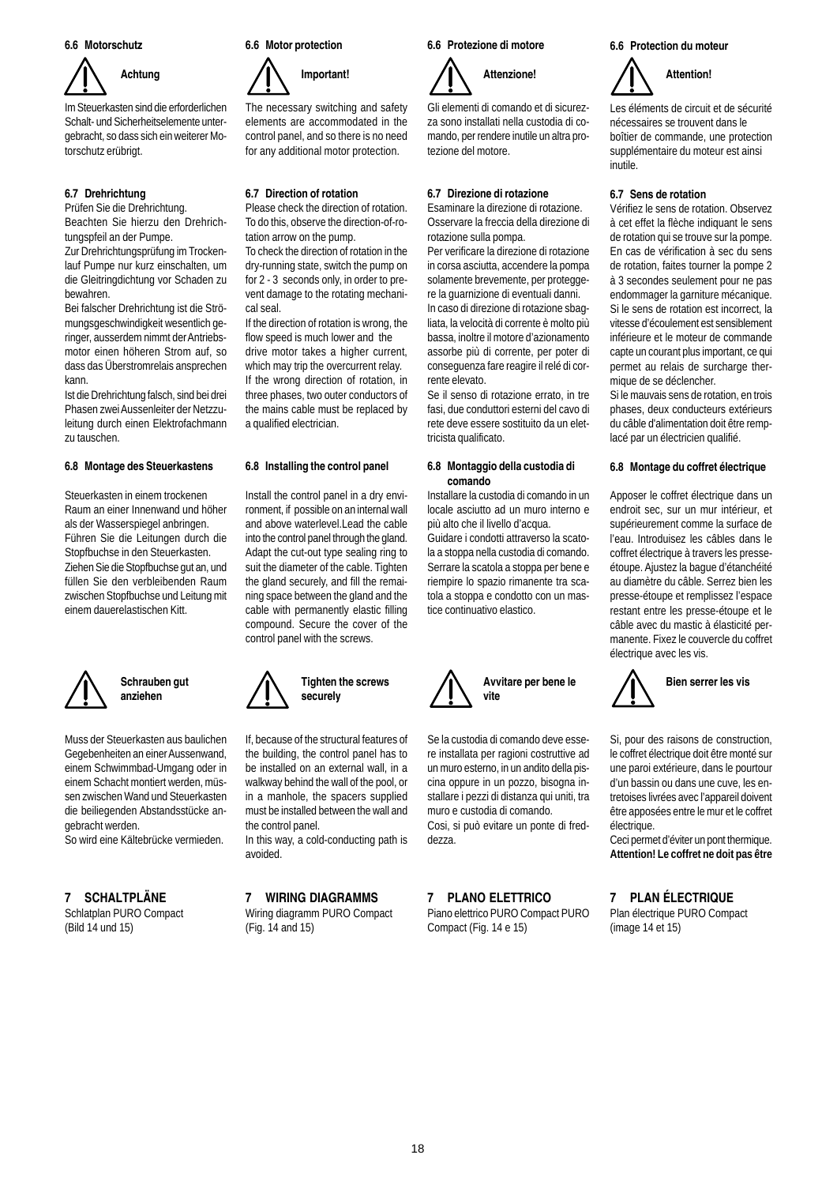### 6.6 Motorschutz

**Achtung**

Im Steuerkasten sind die erforderlichen Schalt- und Sicherheitselemente untergebracht, so dass sich ein weiterer Motorschutz erübrigt.

### 6.7 Drehrichtung

Prüfen Sie die Drehrichtung.

Beachten Sie hierzu den Drehrichtungspfeil an der Pumpe.

Zur Drehrichtungsprüfung im Trockenlauf Pumpe nur kurz einschalten, um die Gleitringdichtung vor Schaden zu bewahren.

Bei falscher Drehrichtung ist die Strömungsgeschwindigkeit wesentlich geringer, ausserdem nimmt der Antriebsmotor einen höheren Strom auf, so dass das Überstromrelais ansprechen kann.

Ist die Drehrichtung falsch, sind bei drei Phasen zwei Aussenleiter der Netzzuleitung durch einen Elektrofachmann zu tauschen.

### 6.8 Montage des Steuerkastens

Steuerkasten in einem trockenen Raum an einer Innenwand und höher als der Wasserspiegel anbringen. Führen Sie die Leitungen durch die Stopfbuchse in den Steuerkasten. Ziehen Sie die Stopfbuchse gut an, und füllen Sie den verbleibenden Raum zwischen Stopfbuchse und Leitung mit einem dauerelastischen Kitt.

**Schrauben gut anziehen**

Muss der Steuerkasten aus baulichen Gegebenheiten an einer Aussenwand, einem Schwimmbad-Umgang oder in einem Schacht montiert werden, müssen zwischen Wand und Steuerkasten die beiliegenden Abstandsstücke angebracht werden.

So wird eine Kältebrücke vermieden.

## 7 SCHALTPLÄNE

Schlatplan PURO Compact (Bild 14 und 15)

### 6.6 Motor protection

**Important!**

The necessary switching and safety elements are accommodated in the control panel, and so there is no need for any additional motor protection.

### 6.7 Direction of rotation

Please check the direction of rotation. To do this, observe the direction-of-rotation arrow on the pump.

To check the direction of rotation in the dry-running state, switch the pump on for 2 - 3 seconds only, in order to prevent damage to the rotating mechanical seal.

If the direction of rotation is wrong, the flow speed is much lower and the drive motor takes a higher current, which may trip the overcurrent relay.

If the wrong direction of rotation, in three phases, two outer conductors of the mains cable must be replaced by a qualified electrician.

### 6.8 Installing the control panel

Install the control panel in a dry environment, if possible on an internal wall and above waterlevel.Lead the cable into the control panel through the gland. Adapt the cut-out type sealing ring to suit the diameter of the cable. Tighten the gland securely, and fill the remaining space between the gland and the cable with permanently elastic filling compound. Secure the cover of the control panel with the screws.

**Tighten the screws securely**

If, because of the structural features of the building, the control panel has to be installed on an external wall, in a walkway behind the wall of the pool, or in a manhole, the spacers supplied must be installed between the wall and the control panel.

In this way, a cold-conducting path is avoided.

## 7 WIRING DIAGRAMMS

Wiring diagramm PURO Compact (Fig. 14 and 15)

### 6.6 Protezione di motore

**Attenzione!**

Gli elementi di comando et di sicurezza sono installati nella custodia di comando, per rendere inutile un altra protezione del motore.

### 6.7 Direzione di rotazione

Esaminare la direzione di rotazione. Osservare la freccia della direzione di rotazione sulla pompa.

Per verificare la direzione di rotazione in corsa asciutta, accendere la pompa solamente brevemente, per proteggere la guarnizione di eventuali danni.

In caso di direzione di rotazione sbagliata, la velocità di corrente è molto più bassa, inoltre il motore d'azionamento assorbe più di corrente, per poter di conseguenza fare reagire il relé di corrente elevato.

Se il senso di rotazione errato, in tre fasi, due conduttori esterni del cavo di rete deve essere sostituito da un elettricista qualificato.

### 6.8 Montaggio della custodia di comando

Installare la custodia di comando in un locale asciutto ad un muro interno e più alto che il livello d'acqua.

Guidare i condotti attraverso la scatola a stoppa nella custodia di comando. Serrare la scatola a stoppa per bene e riempire lo spazio rimanente tra scatola a stoppa e condotto con un mastice continuativo elastico.

**Avvitare per bene le vite**

Se la custodia di comando deve essere installata per ragioni costruttive ad un muro esterno, in un andito della piscina oppure in un pozzo, bisogna installare i pezzi di distanza qui uniti, tra muro e custodia di comando.

Cosi, si può evitare un ponte di freddezza.

## 7 PLANO ELETTRICO

Piano elettrico PURO Compact PURO Compact (Fig. 14 e 15)

### 6.6 Protection du moteur

**Attention!**

Les éléments de circuit et de sécurité nécessaires se trouvent dans le boîtier de commande, une protection supplémentaire du moteur est ainsi inutile.

### 6.7 Sens de rotation

Vérifiez le sens de rotation. Observez à cet effet la flèche indiquant le sens de rotation qui se trouve sur la pompe. En cas de vérification à sec du sens de rotation, faites tourner la pompe 2 à 3 secondes seulement pour ne pas endommager la garniture mécanique. Si le sens de rotation est incorrect, la vitesse d'écoulement est sensiblement inférieure et le moteur de commande capte un courant plus important, ce qui permet au relais de surcharge thermique de se déclencher.

Si le mauvais sens de rotation, en trois phases, deux conducteurs extérieurs du câble d'alimentation doit être remplacé par un électricien qualifié.

### 6.8 Montage du coffret électrique

Apposer le coffret électrique dans un endroit sec, sur un mur intérieur, et supérieurement comme la surface de l'eau. Introduisez les câbles dans le coffret électrique à travers les presse-étoupe. Ajustez la bague d'étanchéité au diamètre du câble. Serrez bien les presse-étoupe et remplissez l'espace restant entre les presse-étoupe et le câble avec du mastic à élasticité permanente. Fixez le couvercle du coffret électrique avec les vis.

**Bien serrer les vis**

Si, pour des raisons de construction, le coffret électrique doit être monté sur une paroi extérieure, dans le pourtour d'un bassin ou dans une cuve, les entretoises livrées avec l'appareil doivent être apposées entre le mur et le coffret électrique.

Ceci permet d'éviter un pont thermique. **Attention! Le coffret ne doit pas être**

## 7 PLAN ÉLECTRIQUE

Plan électrique PURO Compact (image 14 et 15)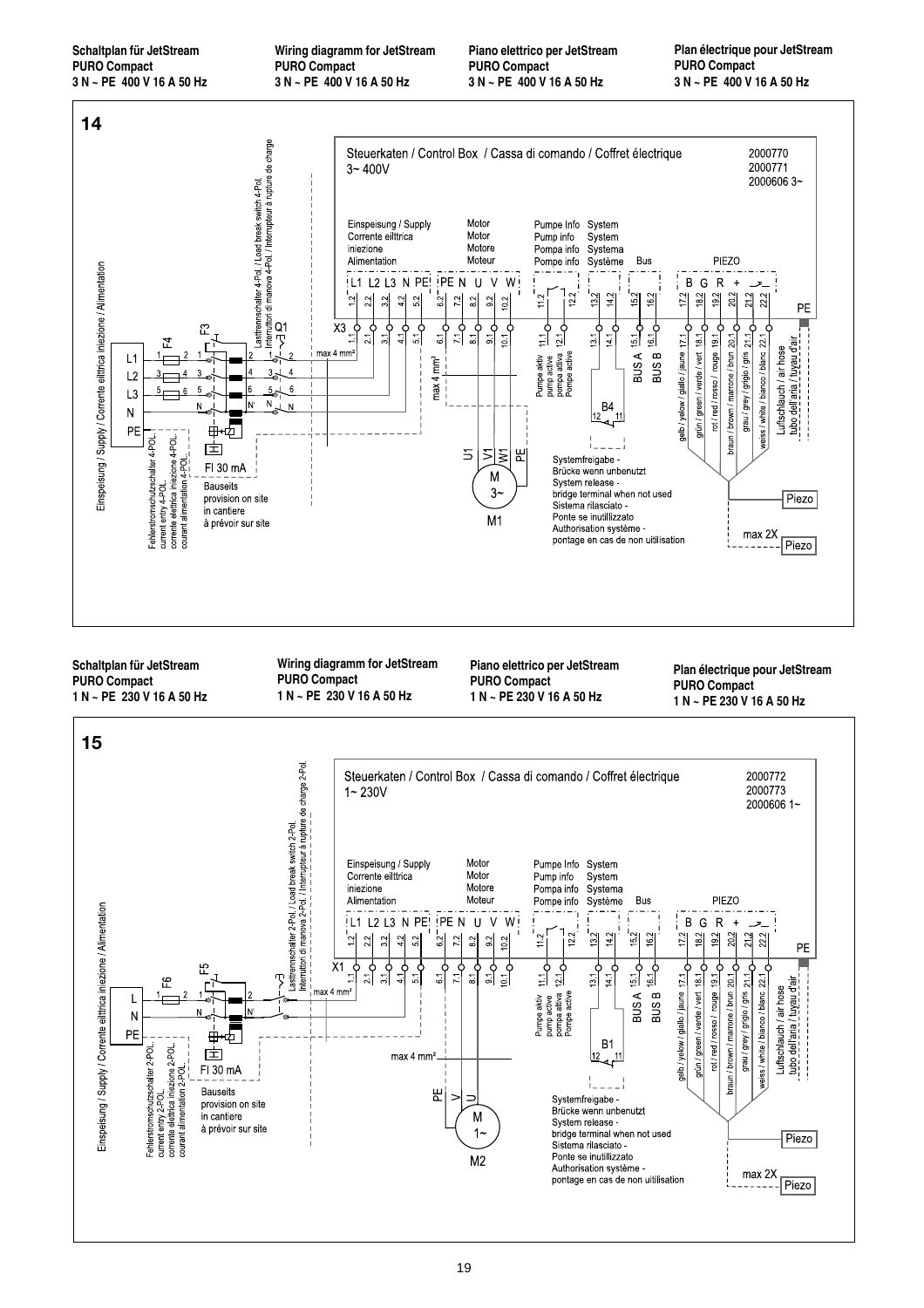**Schaltplan für JetStream PURO Compact 3 N ~ PE 400 V 16 A 50 Hz**

**Wiring diagramm for JetStream PURO Compact 3 N ~ PE 400 V 16 A 50 Hz**

**Piano elettrico per JetStream PURO Compact 3 N ~ PE 400 V 16 A 50 Hz**

**Plan électrique pour JetStream PURO Compact 3 N ~ PE 400 V 16 A 50 Hz**

## 14

Steuerkaten / Control Box / Cassa di comando / Coffret électrique
3~ 400V

2000770
2000771
2000606 3~

Einspeisung / Supply
Corrente eilttrica
iniezione
Alimentation

Motor
Motor
Motore
Moteur

Pumpe Info
Pump info
Pompa info
Pompe info

System
System
Systema
Système

Bus

PIEZO

L1 L2 L3 N PE | PE N U V W | B G R +

X3 1.1 1.2 2.1 2.2 3.1 3.2 4.1 4.2 5.1 5.2 6.1 6.2 7.1 7.2 8.1 8.2 9.1 9.2 10.1 10.2 11.1 11.2 12.1 12.2 13.1 13.2 14.1 14.2 15.1 15.2 16.1 16.2 17.1 17.2 18.1 18.2 19.1 19.2 20.1 20.2 21.1 21.2 22.1 22.2

PE

Einspeisung / Supply / Corrente eilttrica iniezione / Alimentation

L1 L2 L3 N PE

F4 F3 Q1

Lasttrennschalter 4-Pol. / Load break switch 4-Pol. / Interruttori di manova 4-Pol. / Interrupteur à rupture de charge

max 4 mm²

Fehlerstromschutzschalter 4-POL. current entry 4-POL. corrente elttrica iniezione 4-POL. courant alimentation 4-POL.

FI 30 mA

Bauseits
provision on site
in cantiere
à prévoir sur site

U1 V1 W1 PE
M 3~
M1

Pumpe aktiv
pump active
pompa attiva
Pompe active

B4

Systemfreigabe -
Brücke wenn unbenutzt
System release -
bridge terminal when not used
Sistema rilasciato -
Ponte se inutillizzato
Authorisation système -
pontage en cas de non uitilisation

BUS A
BUS B

gelb / yellow / giallo / jaune
grün / green / verde / vert
rot / red / rosso / rouge
braun / brown / marrone / brun
grau / grey / grigio / gris
weiss / white / bianco / blanc

Luftschlauch / air hose
tubo dell'aria / tuyau d'air

Piezo

max 2X
Piezo

**Schaltplan für JetStream PURO Compact 1 N ~ PE 230 V 16 A 50 Hz**

**Wiring diagramm for JetStream PURO Compact 1 N ~ PE 230 V 16 A 50 Hz**

**Piano elettrico per JetStream PURO Compact 1 N ~ PE 230 V 16 A 50 Hz**

**Plan électrique pour JetStream PURO Compact 1 N ~ PE 230 V 16 A 50 Hz**

## 15

Steuerkaten / Control Box / Cassa di comando / Coffret électrique
1~ 230V

2000772
2000773
2000606 1~

Einspeisung / Supply
Corrente eilttrica
iniezione
Alimentation

Motor
Motor
Motore
Moteur

Pumpe Info
Pump info
Pompa info
Pompe info

System
System
Systema
Système

Bus

PIEZO

L1 L2 L3 N PE | PE N U V W | B G R +

X1 1.1 1.2 2.1 2.2 3.1 3.2 4.1 4.2 5.1 5.2 6.1 6.2 7.1 7.2 8.1 8.2 9.1 9.2 10.1 10.2 11.1 11.2 12.1 12.2 13.1 13.2 14.1 14.2 15.1 15.2 16.1 16.2 17.1 17.2 18.1 18.2 19.1 19.2 20.1 20.2 21.1 21.2 22.1 22.2

PE

Einspeisung / Supply / Corrente eilttrica iniezione / Alimentation

L N PE

F6 F5

Lasttrennschalter 2-Pol. / Load break switch 2-Pol. / Interruttori di manova 2-Pol. / Interrupteur à rupture de charge 2-Pol.

max 4 mm²

Fehlerstromschutzschalter 2-POL. current entry 2-POL. corrente elttrica iniezione 2-POL. courant alimentation 2-POL.

FI 30 mA

Bauseits
provision on site
in cantiere
à prévoir sur site

max 4 mm²

PE V U
M 1~
M2

Pumpe aktiv
pump active
pompa attiva
Pompe active

B1

Systemfreigabe -
Brücke wenn unbenutzt
System release -
bridge terminal when not used
Sistema rilasciato -
Ponte se inutillizzato
Authorisation système -
pontage en cas de non uitilisation

BUS A
BUS B

gelb / yellow / giallo / jaune
grün / green / verde / vert
rot / red / rosso / rouge
braun / brown / marrone / brun
grau / grey / grigio / gris
weiss / white / bianco / blanc

Luftschlauch / air hose
tubo dell'aria / tuyau d'air

Piezo

max 2X
Piezo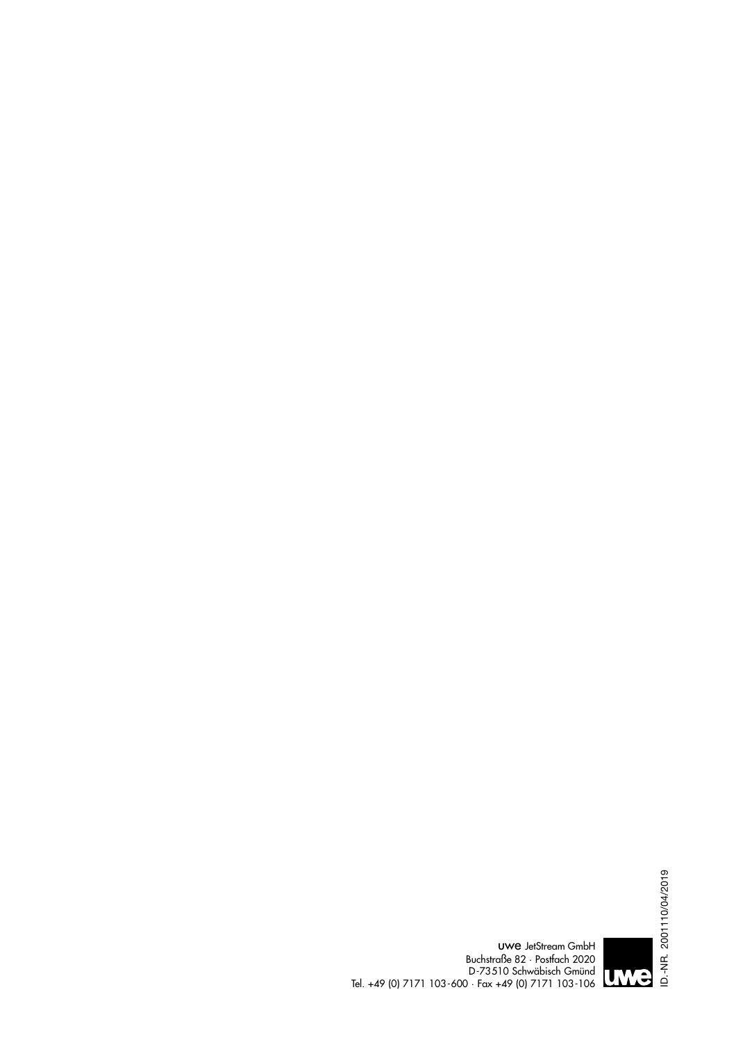uwe JetStream GmbH
Buchstraße 82 · Postfach 2020
D-73510 Schwäbisch Gmünd
Tel. +49 (0) 7171 103-600 · Fax +49 (0) 7171 103-106

ID.-NR. 2001110/04/2019